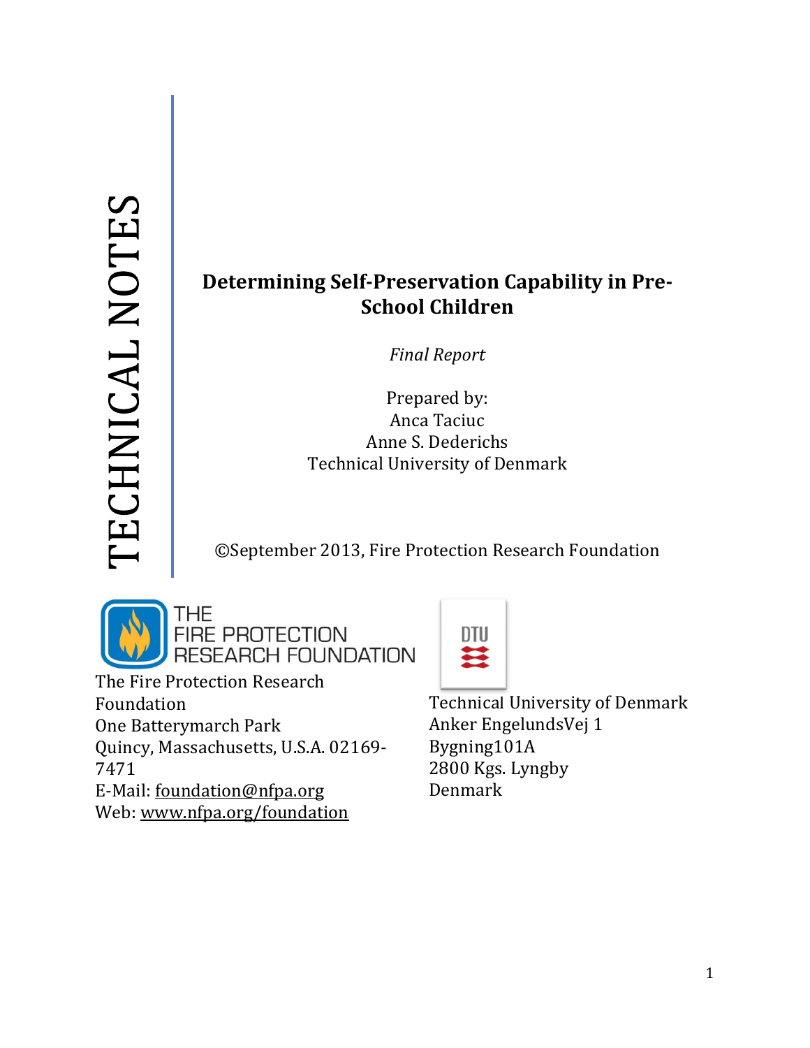TECHNICAL NOTES

# Determining Self-Preservation Capability in Pre-School Children

*Final Report*

Prepared by:
Anca Taciuc
Anne S. Dederichs
Technical University of Denmark

©September 2013, Fire Protection Research Foundation

THE FIRE PROTECTION RESEARCH FOUNDATION

The Fire Protection Research Foundation
One Batterymarch Park
Quincy, Massachusetts, U.S.A. 02169-7471
E-Mail: foundation@nfpa.org
Web: www.nfpa.org/foundation

DTU

Technical University of Denmark
Anker EngelundsVej 1
Bygning101A
2800 Kgs. Lyngby
Denmark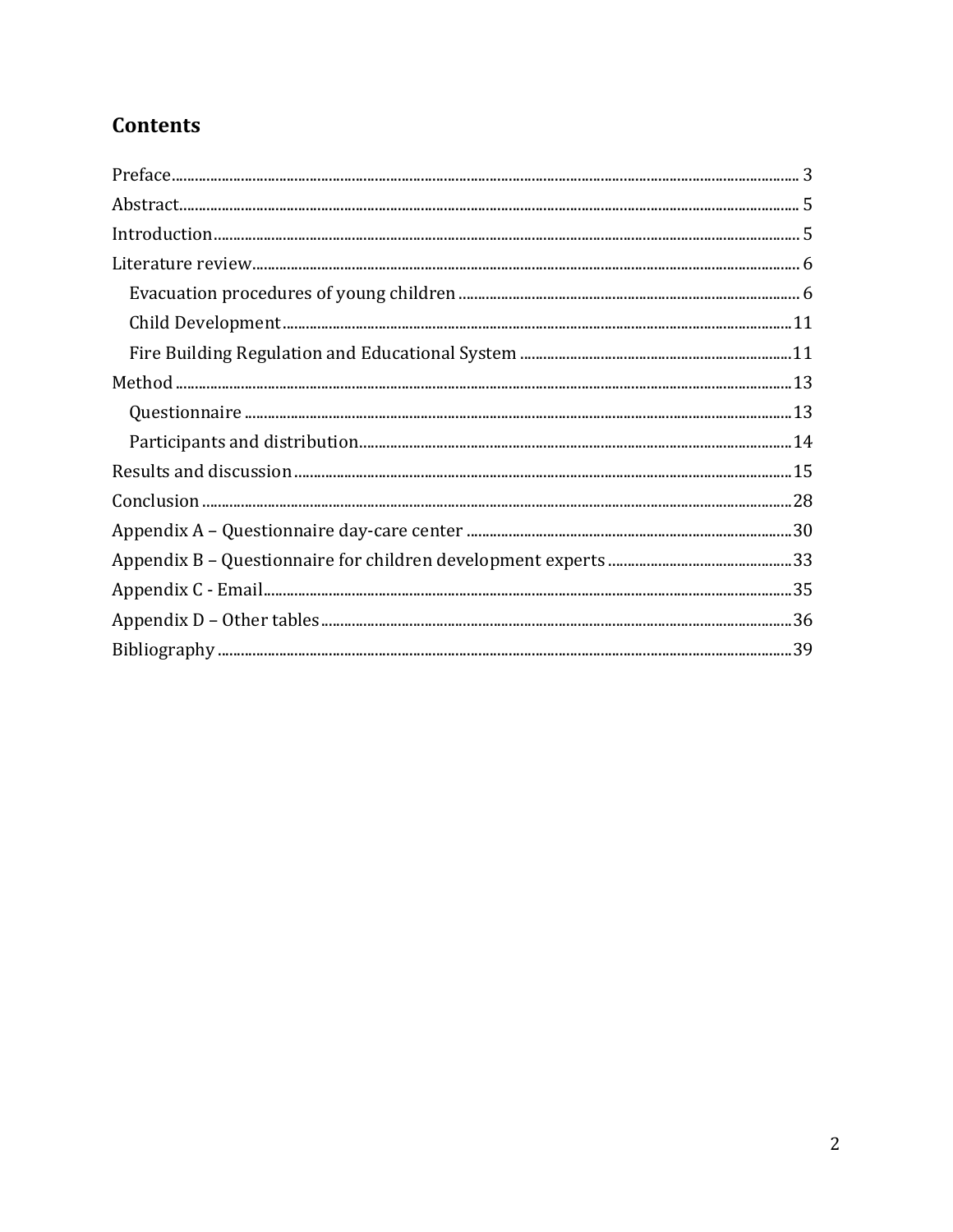## Contents

- Preface ........ 3
- Abstract ........ 5
- Introduction ........ 5
- Literature review ........ 6
  - Evacuation procedures of young children ........ 6
  - Child Development ........ 11
  - Fire Building Regulation and Educational System ........ 11
- Method ........ 13
  - Questionnaire ........ 13
  - Participants and distribution ........ 14
- Results and discussion ........ 15
- Conclusion ........ 28
- Appendix A – Questionnaire day-care center ........ 30
- Appendix B – Questionnaire for children development experts ........ 33
- Appendix C - Email ........ 35
- Appendix D – Other tables ........ 36
- Bibliography ........ 39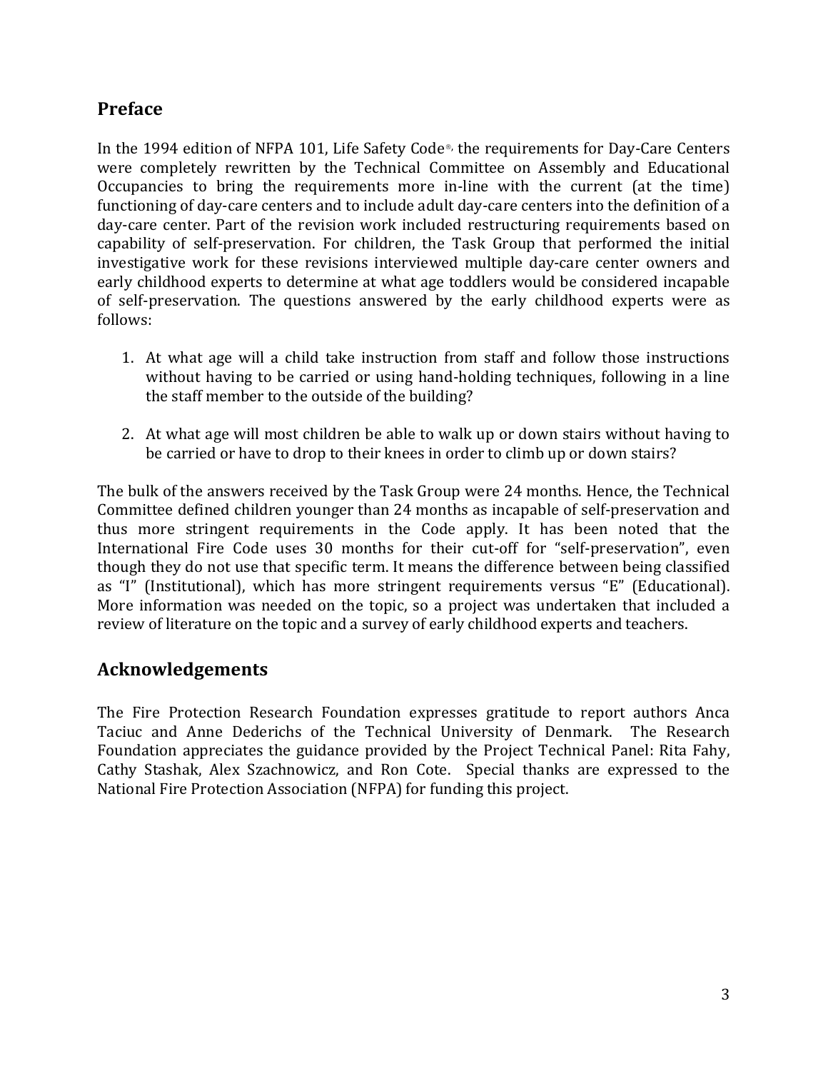## Preface

In the 1994 edition of NFPA 101, Life Safety Code®, the requirements for Day-Care Centers were completely rewritten by the Technical Committee on Assembly and Educational Occupancies to bring the requirements more in-line with the current (at the time) functioning of day-care centers and to include adult day-care centers into the definition of a day-care center. Part of the revision work included restructuring requirements based on capability of self-preservation. For children, the Task Group that performed the initial investigative work for these revisions interviewed multiple day-care center owners and early childhood experts to determine at what age toddlers would be considered incapable of self-preservation. The questions answered by the early childhood experts were as follows:

1. At what age will a child take instruction from staff and follow those instructions without having to be carried or using hand-holding techniques, following in a line the staff member to the outside of the building?

2. At what age will most children be able to walk up or down stairs without having to be carried or have to drop to their knees in order to climb up or down stairs?

The bulk of the answers received by the Task Group were 24 months. Hence, the Technical Committee defined children younger than 24 months as incapable of self-preservation and thus more stringent requirements in the Code apply. It has been noted that the International Fire Code uses 30 months for their cut-off for "self-preservation", even though they do not use that specific term. It means the difference between being classified as "I" (Institutional), which has more stringent requirements versus "E" (Educational). More information was needed on the topic, so a project was undertaken that included a review of literature on the topic and a survey of early childhood experts and teachers.

## Acknowledgements

The Fire Protection Research Foundation expresses gratitude to report authors Anca Taciuc and Anne Dederichs of the Technical University of Denmark. The Research Foundation appreciates the guidance provided by the Project Technical Panel: Rita Fahy, Cathy Stashak, Alex Szachnowicz, and Ron Cote. Special thanks are expressed to the National Fire Protection Association (NFPA) for funding this project.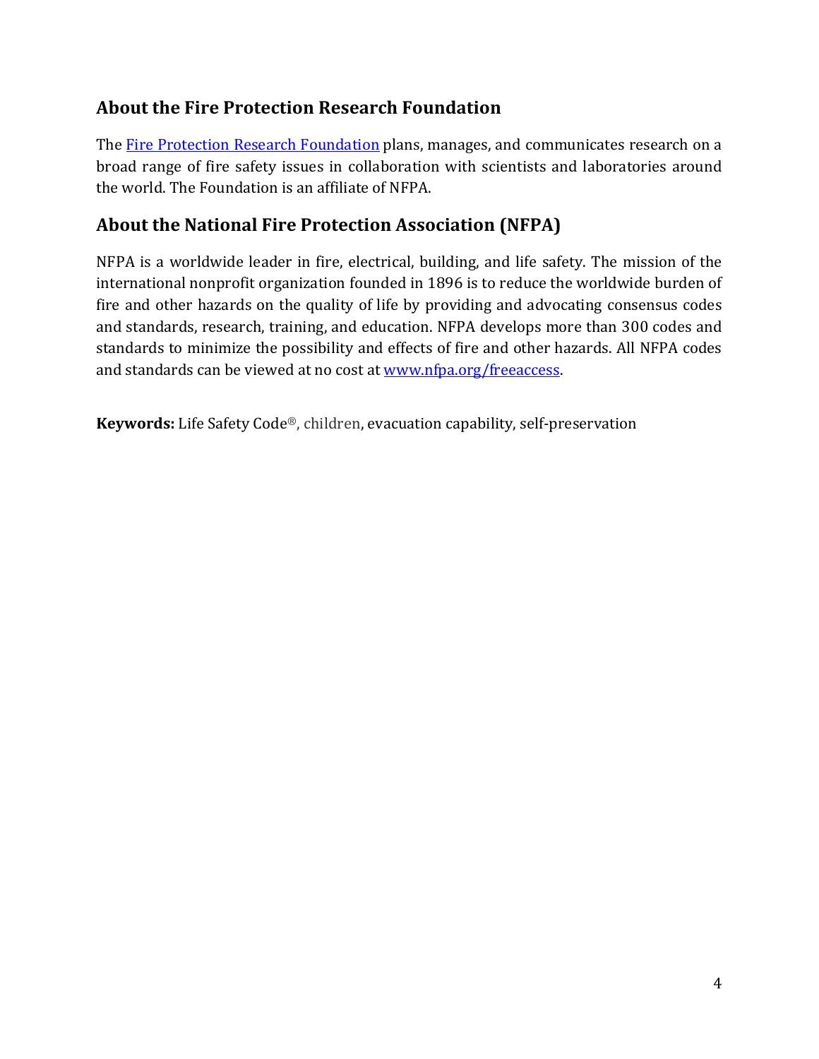## About the Fire Protection Research Foundation

The [Fire Protection Research Foundation](Fire Protection Research Foundation) plans, manages, and communicates research on a broad range of fire safety issues in collaboration with scientists and laboratories around the world. The Foundation is an affiliate of NFPA.

## About the National Fire Protection Association (NFPA)

NFPA is a worldwide leader in fire, electrical, building, and life safety. The mission of the international nonprofit organization founded in 1896 is to reduce the worldwide burden of fire and other hazards on the quality of life by providing and advocating consensus codes and standards, research, training, and education. NFPA develops more than 300 codes and standards to minimize the possibility and effects of fire and other hazards. All NFPA codes and standards can be viewed at no cost at [www.nfpa.org/freeaccess](www.nfpa.org/freeaccess).

**Keywords:** Life Safety Code®, children, evacuation capability, self-preservation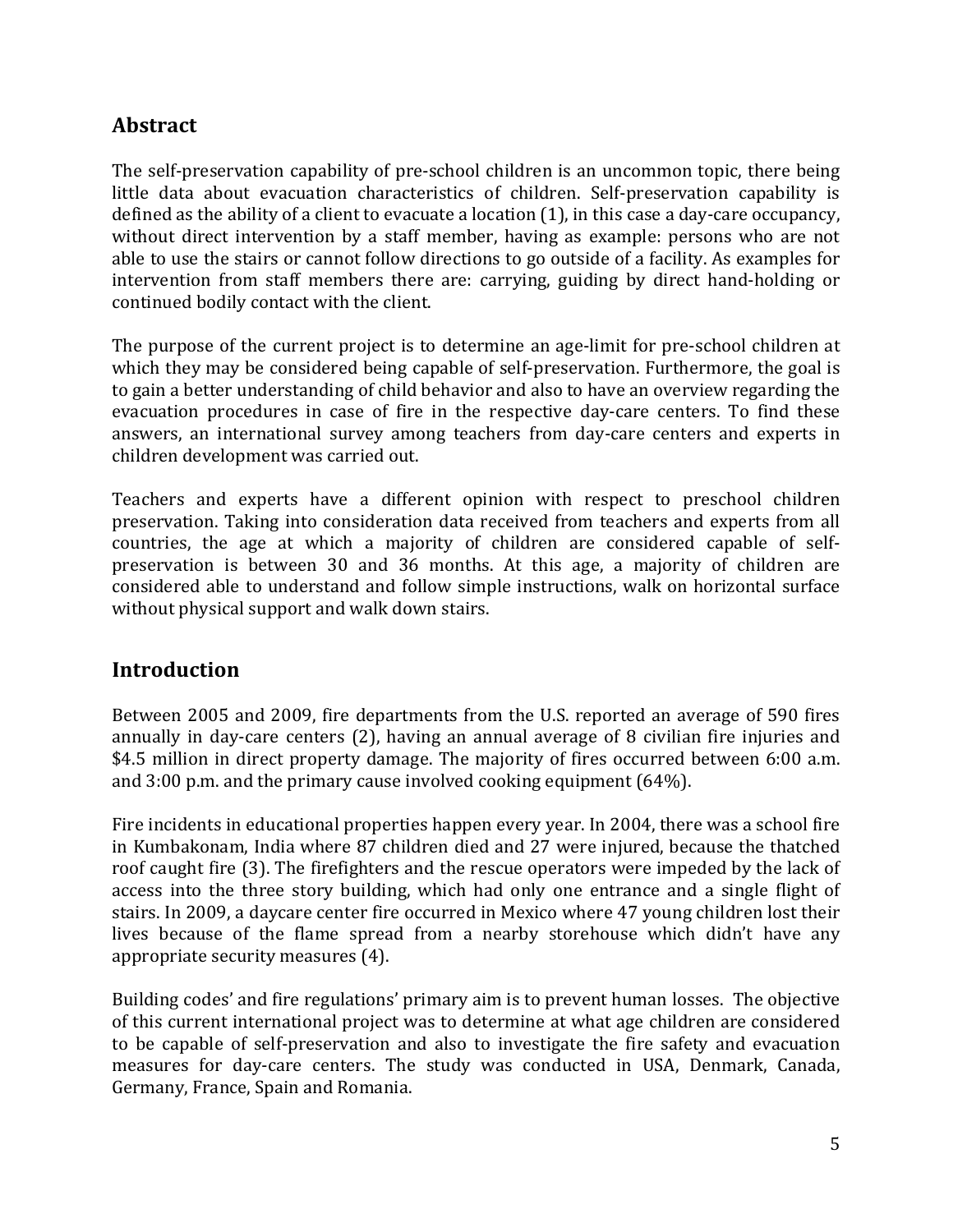## Abstract

The self-preservation capability of pre-school children is an uncommon topic, there being little data about evacuation characteristics of children. Self-preservation capability is defined as the ability of a client to evacuate a location (1), in this case a day-care occupancy, without direct intervention by a staff member, having as example: persons who are not able to use the stairs or cannot follow directions to go outside of a facility. As examples for intervention from staff members there are: carrying, guiding by direct hand-holding or continued bodily contact with the client.

The purpose of the current project is to determine an age-limit for pre-school children at which they may be considered being capable of self-preservation. Furthermore, the goal is to gain a better understanding of child behavior and also to have an overview regarding the evacuation procedures in case of fire in the respective day-care centers. To find these answers, an international survey among teachers from day-care centers and experts in children development was carried out.

Teachers and experts have a different opinion with respect to preschool children preservation. Taking into consideration data received from teachers and experts from all countries, the age at which a majority of children are considered capable of self-preservation is between 30 and 36 months. At this age, a majority of children are considered able to understand and follow simple instructions, walk on horizontal surface without physical support and walk down stairs.

## Introduction

Between 2005 and 2009, fire departments from the U.S. reported an average of 590 fires annually in day-care centers (2), having an annual average of 8 civilian fire injuries and $4.5 million in direct property damage. The majority of fires occurred between 6:00 a.m. and 3:00 p.m. and the primary cause involved cooking equipment (64%).

Fire incidents in educational properties happen every year. In 2004, there was a school fire in Kumbakonam, India where 87 children died and 27 were injured, because the thatched roof caught fire (3). The firefighters and the rescue operators were impeded by the lack of access into the three story building, which had only one entrance and a single flight of stairs. In 2009, a daycare center fire occurred in Mexico where 47 young children lost their lives because of the flame spread from a nearby storehouse which didn't have any appropriate security measures (4).

Building codes' and fire regulations' primary aim is to prevent human losses. The objective of this current international project was to determine at what age children are considered to be capable of self-preservation and also to investigate the fire safety and evacuation measures for day-care centers. The study was conducted in USA, Denmark, Canada, Germany, France, Spain and Romania.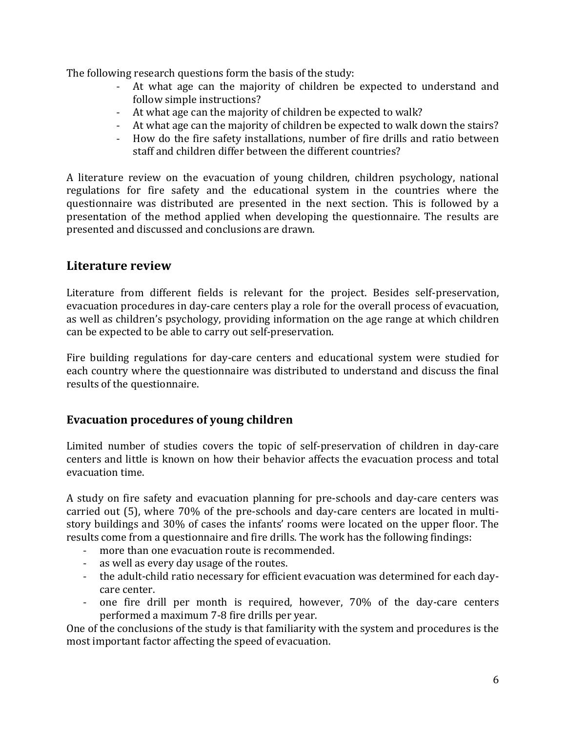The following research questions form the basis of the study:

- At what age can the majority of children be expected to understand and follow simple instructions?
- At what age can the majority of children be expected to walk?
- At what age can the majority of children be expected to walk down the stairs?
- How do the fire safety installations, number of fire drills and ratio between staff and children differ between the different countries?

A literature review on the evacuation of young children, children psychology, national regulations for fire safety and the educational system in the countries where the questionnaire was distributed are presented in the next section. This is followed by a presentation of the method applied when developing the questionnaire. The results are presented and discussed and conclusions are drawn.

## Literature review

Literature from different fields is relevant for the project. Besides self-preservation, evacuation procedures in day-care centers play a role for the overall process of evacuation, as well as children's psychology, providing information on the age range at which children can be expected to be able to carry out self-preservation.

Fire building regulations for day-care centers and educational system were studied for each country where the questionnaire was distributed to understand and discuss the final results of the questionnaire.

### Evacuation procedures of young children

Limited number of studies covers the topic of self-preservation of children in day-care centers and little is known on how their behavior affects the evacuation process and total evacuation time.

A study on fire safety and evacuation planning for pre-schools and day-care centers was carried out (5), where 70% of the pre-schools and day-care centers are located in multi-story buildings and 30% of cases the infants' rooms were located on the upper floor. The results come from a questionnaire and fire drills. The work has the following findings:

- more than one evacuation route is recommended.
- as well as every day usage of the routes.
- the adult-child ratio necessary for efficient evacuation was determined for each day-care center.
- one fire drill per month is required, however, 70% of the day-care centers performed a maximum 7-8 fire drills per year.

One of the conclusions of the study is that familiarity with the system and procedures is the most important factor affecting the speed of evacuation.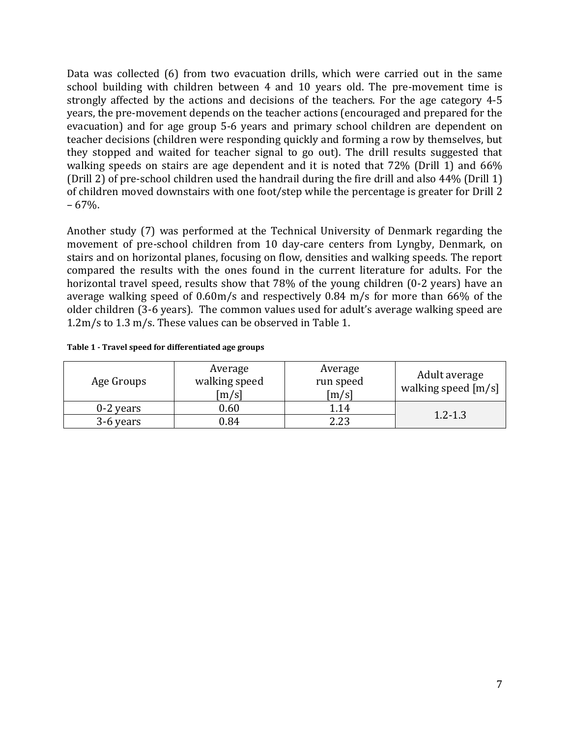Data was collected (6) from two evacuation drills, which were carried out in the same school building with children between 4 and 10 years old. The pre-movement time is strongly affected by the actions and decisions of the teachers. For the age category 4-5 years, the pre-movement depends on the teacher actions (encouraged and prepared for the evacuation) and for age group 5-6 years and primary school children are dependent on teacher decisions (children were responding quickly and forming a row by themselves, but they stopped and waited for teacher signal to go out). The drill results suggested that walking speeds on stairs are age dependent and it is noted that 72% (Drill 1) and 66% (Drill 2) of pre-school children used the handrail during the fire drill and also 44% (Drill 1) of children moved downstairs with one foot/step while the percentage is greater for Drill 2 – 67%.

Another study (7) was performed at the Technical University of Denmark regarding the movement of pre-school children from 10 day-care centers from Lyngby, Denmark, on stairs and on horizontal planes, focusing on flow, densities and walking speeds. The report compared the results with the ones found in the current literature for adults. For the horizontal travel speed, results show that 78% of the young children (0-2 years) have an average walking speed of 0.60m/s and respectively 0.84 m/s for more than 66% of the older children (3-6 years). The common values used for adult's average walking speed are 1.2m/s to 1.3 m/s. These values can be observed in Table 1.

**Table 1 - Travel speed for differentiated age groups**

| Age Groups | Average walking speed [m/s] | Average run speed [m/s] | Adult average walking speed [m/s] |
|---|---|---|---|
| 0-2 years | 0.60 | 1.14 | 1.2-1.3 |
| 3-6 years | 0.84 | 2.23 | |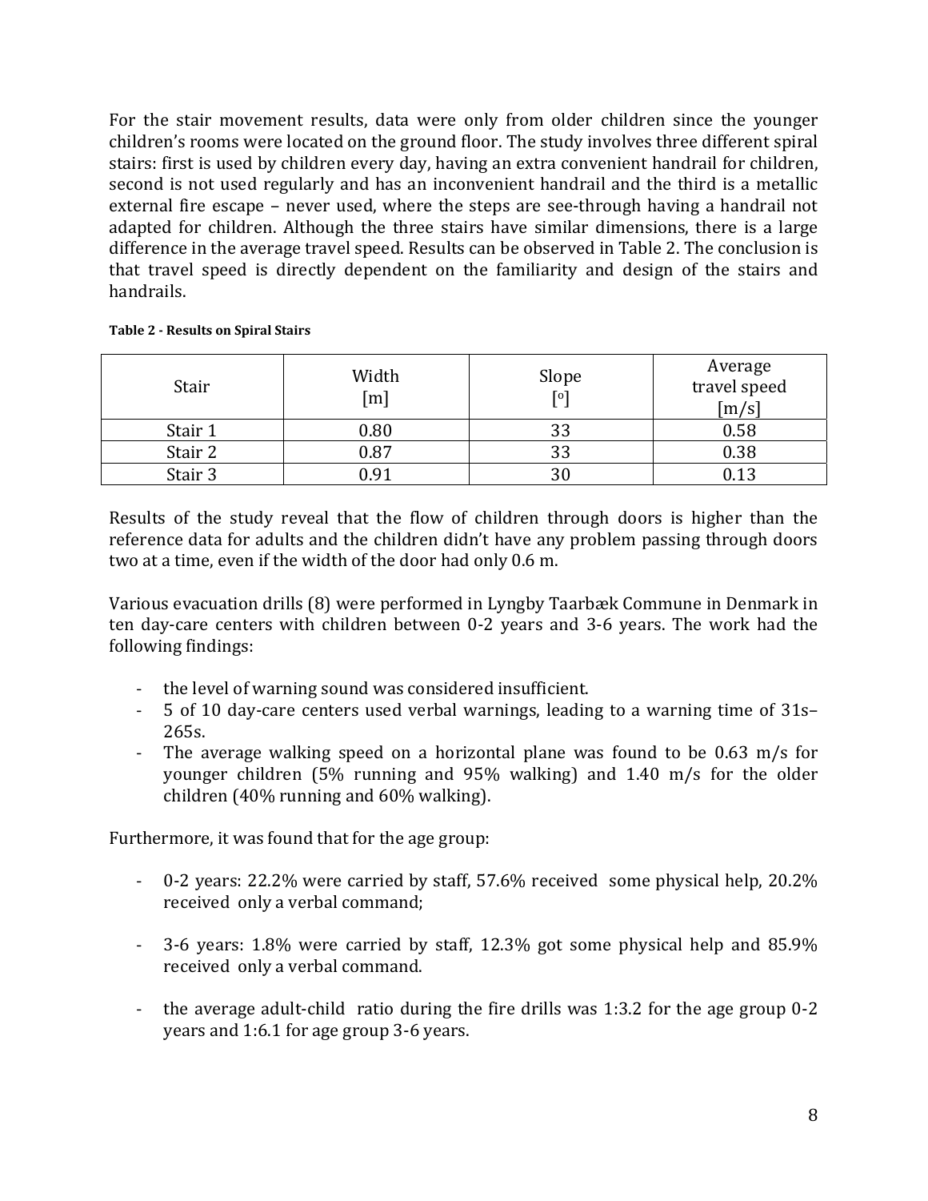For the stair movement results, data were only from older children since the younger children's rooms were located on the ground floor. The study involves three different spiral stairs: first is used by children every day, having an extra convenient handrail for children, second is not used regularly and has an inconvenient handrail and the third is a metallic external fire escape – never used, where the steps are see-through having a handrail not adapted for children. Although the three stairs have similar dimensions, there is a large difference in the average travel speed. Results can be observed in Table 2. The conclusion is that travel speed is directly dependent on the familiarity and design of the stairs and handrails.

**Table 2 - Results on Spiral Stairs**

| Stair | Width [m] | Slope [°] | Average travel speed [m/s] |
|---|---|---|---|
| Stair 1 | 0.80 | 33 | 0.58 |
| Stair 2 | 0.87 | 33 | 0.38 |
| Stair 3 | 0.91 | 30 | 0.13 |

Results of the study reveal that the flow of children through doors is higher than the reference data for adults and the children didn't have any problem passing through doors two at a time, even if the width of the door had only 0.6 m.

Various evacuation drills (8) were performed in Lyngby Taarbæk Commune in Denmark in ten day-care centers with children between 0-2 years and 3-6 years. The work had the following findings:

- the level of warning sound was considered insufficient.
- 5 of 10 day-care centers used verbal warnings, leading to a warning time of 31s–265s.
- The average walking speed on a horizontal plane was found to be 0.63 m/s for younger children (5% running and 95% walking) and 1.40 m/s for the older children (40% running and 60% walking).

Furthermore, it was found that for the age group:

- 0-2 years: 22.2% were carried by staff, 57.6% received some physical help, 20.2% received only a verbal command;

- 3-6 years: 1.8% were carried by staff, 12.3% got some physical help and 85.9% received only a verbal command.

- the average adult-child ratio during the fire drills was 1:3.2 for the age group 0-2 years and 1:6.1 for age group 3-6 years.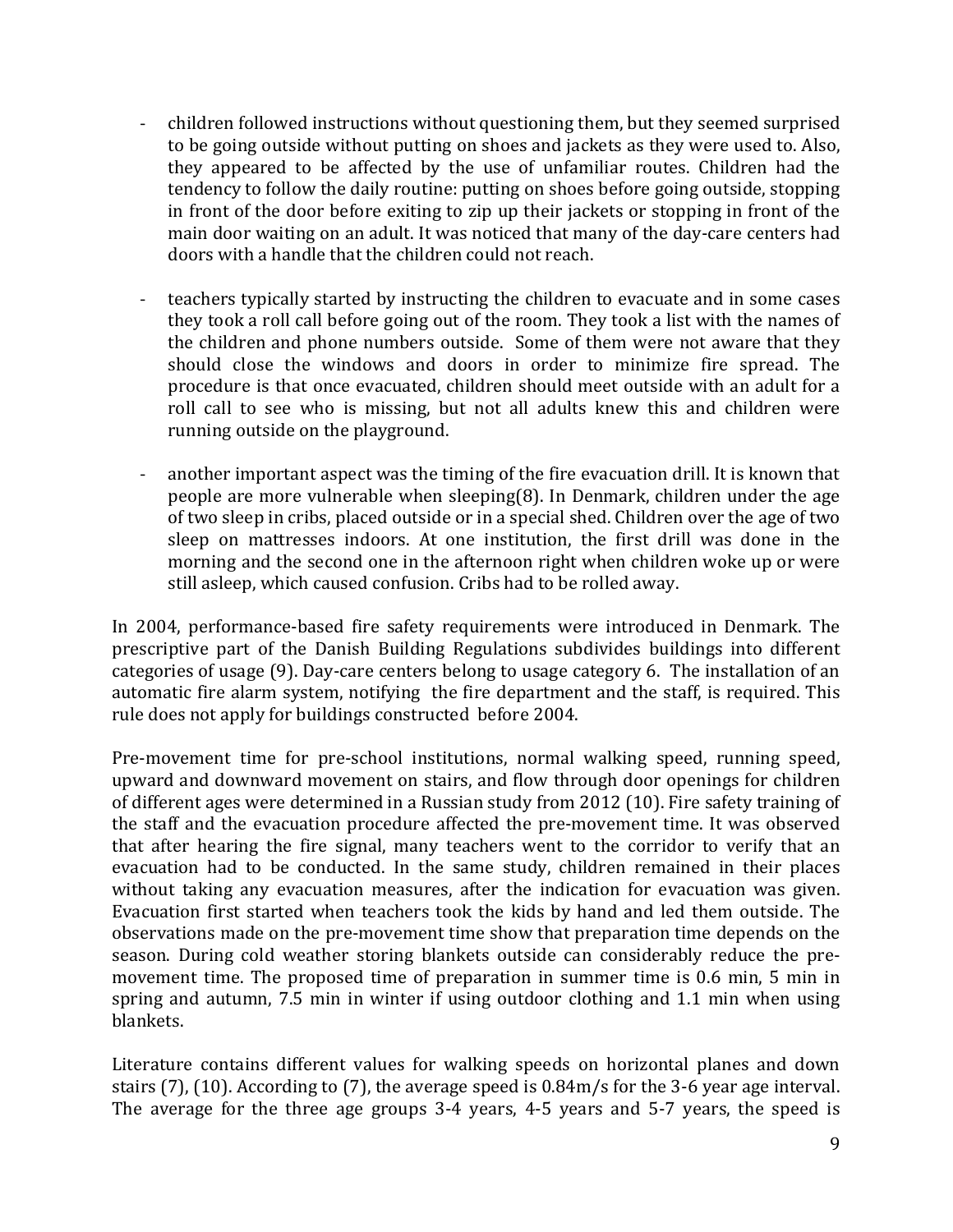- children followed instructions without questioning them, but they seemed surprised to be going outside without putting on shoes and jackets as they were used to. Also, they appeared to be affected by the use of unfamiliar routes. Children had the tendency to follow the daily routine: putting on shoes before going outside, stopping in front of the door before exiting to zip up their jackets or stopping in front of the main door waiting on an adult. It was noticed that many of the day-care centers had doors with a handle that the children could not reach.

- teachers typically started by instructing the children to evacuate and in some cases they took a roll call before going out of the room. They took a list with the names of the children and phone numbers outside. Some of them were not aware that they should close the windows and doors in order to minimize fire spread. The procedure is that once evacuated, children should meet outside with an adult for a roll call to see who is missing, but not all adults knew this and children were running outside on the playground.

- another important aspect was the timing of the fire evacuation drill. It is known that people are more vulnerable when sleeping(8). In Denmark, children under the age of two sleep in cribs, placed outside or in a special shed. Children over the age of two sleep on mattresses indoors. At one institution, the first drill was done in the morning and the second one in the afternoon right when children woke up or were still asleep, which caused confusion. Cribs had to be rolled away.

In 2004, performance-based fire safety requirements were introduced in Denmark. The prescriptive part of the Danish Building Regulations subdivides buildings into different categories of usage (9). Day-care centers belong to usage category 6. The installation of an automatic fire alarm system, notifying the fire department and the staff, is required. This rule does not apply for buildings constructed before 2004.

Pre-movement time for pre-school institutions, normal walking speed, running speed, upward and downward movement on stairs, and flow through door openings for children of different ages were determined in a Russian study from 2012 (10). Fire safety training of the staff and the evacuation procedure affected the pre-movement time. It was observed that after hearing the fire signal, many teachers went to the corridor to verify that an evacuation had to be conducted. In the same study, children remained in their places without taking any evacuation measures, after the indication for evacuation was given. Evacuation first started when teachers took the kids by hand and led them outside. The observations made on the pre-movement time show that preparation time depends on the season. During cold weather storing blankets outside can considerably reduce the pre-movement time. The proposed time of preparation in summer time is 0.6 min, 5 min in spring and autumn, 7.5 min in winter if using outdoor clothing and 1.1 min when using blankets.

Literature contains different values for walking speeds on horizontal planes and down stairs (7), (10). According to (7), the average speed is 0.84m/s for the 3-6 year age interval. The average for the three age groups 3-4 years, 4-5 years and 5-7 years, the speed is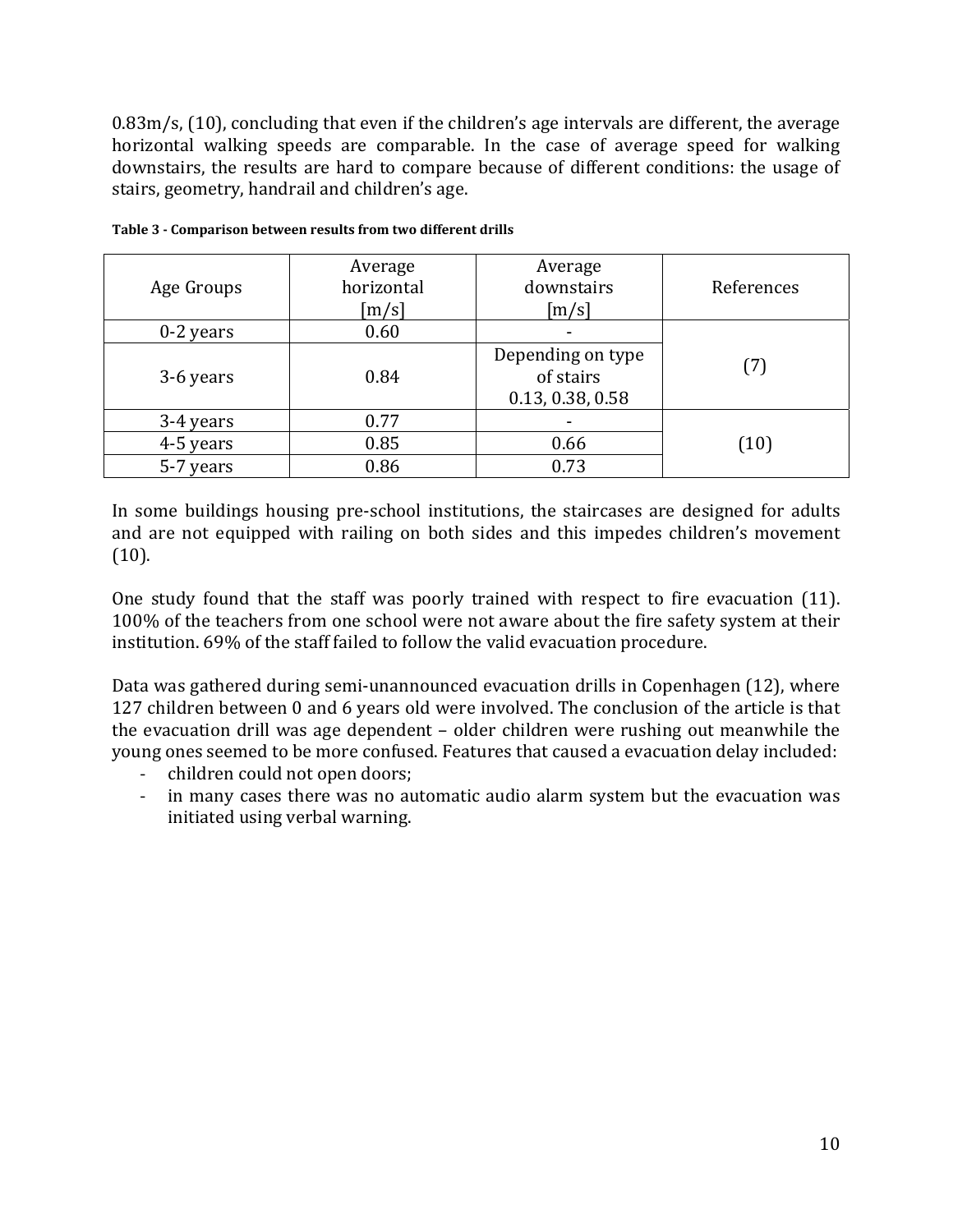0.83m/s, (10), concluding that even if the children's age intervals are different, the average horizontal walking speeds are comparable. In the case of average speed for walking downstairs, the results are hard to compare because of different conditions: the usage of stairs, geometry, handrail and children's age.

**Table 3 - Comparison between results from two different drills**

| Age Groups | Average horizontal [m/s] | Average downstairs [m/s] | References |
|---|---|---|---|
| 0-2 years | 0.60 | - | (7) |
| 3-6 years | 0.84 | Depending on type of stairs 0.13, 0.38, 0.58 | |
| 3-4 years | 0.77 | - | (10) |
| 4-5 years | 0.85 | 0.66 | |
| 5-7 years | 0.86 | 0.73 | |

In some buildings housing pre-school institutions, the staircases are designed for adults and are not equipped with railing on both sides and this impedes children's movement (10).

One study found that the staff was poorly trained with respect to fire evacuation (11). 100% of the teachers from one school were not aware about the fire safety system at their institution. 69% of the staff failed to follow the valid evacuation procedure.

Data was gathered during semi-unannounced evacuation drills in Copenhagen (12), where 127 children between 0 and 6 years old were involved. The conclusion of the article is that the evacuation drill was age dependent – older children were rushing out meanwhile the young ones seemed to be more confused. Features that caused a evacuation delay included:

- children could not open doors;
- in many cases there was no automatic audio alarm system but the evacuation was initiated using verbal warning.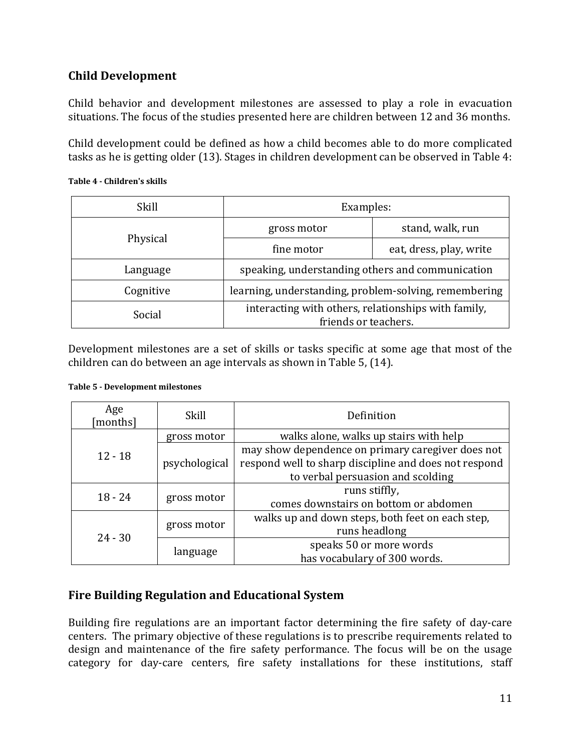## Child Development

Child behavior and development milestones are assessed to play a role in evacuation situations. The focus of the studies presented here are children between 12 and 36 months.

Child development could be defined as how a child becomes able to do more complicated tasks as he is getting older (13). Stages in children development can be observed in Table 4:

**Table 4 - Children's skills**

| Skill | Examples: | |
|---|---|---|
| Physical | gross motor | stand, walk, run |
| | fine motor | eat, dress, play, write |
| Language | speaking, understanding others and communication | |
| Cognitive | learning, understanding, problem-solving, remembering | |
| Social | interacting with others, relationships with family, friends or teachers. | |

Development milestones are a set of skills or tasks specific at some age that most of the children can do between an age intervals as shown in Table 5, (14).

**Table 5 - Development milestones**

| Age [months] | Skill | Definition |
|---|---|---|
| 12 - 18 | gross motor | walks alone, walks up stairs with help |
| | psychological | may show dependence on primary caregiver does not respond well to sharp discipline and does not respond to verbal persuasion and scolding |
| 18 - 24 | gross motor | runs stiffly, comes downstairs on bottom or abdomen |
| 24 - 30 | gross motor | walks up and down steps, both feet on each step, runs headlong |
| | language | speaks 50 or more words has vocabulary of 300 words. |

## Fire Building Regulation and Educational System

Building fire regulations are an important factor determining the fire safety of day-care centers. The primary objective of these regulations is to prescribe requirements related to design and maintenance of the fire safety performance. The focus will be on the usage category for day-care centers, fire safety installations for these institutions, staff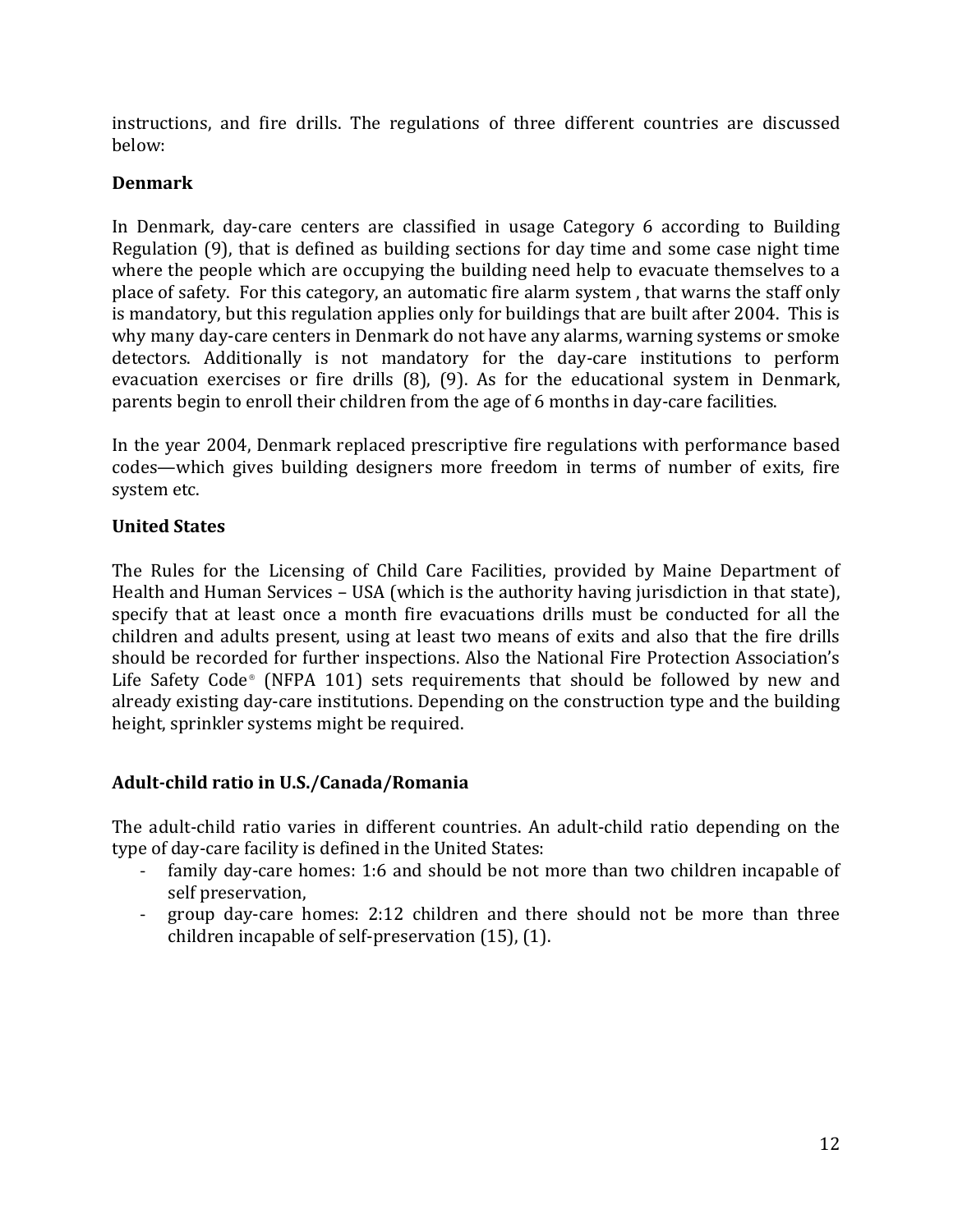instructions, and fire drills. The regulations of three different countries are discussed below:

**Denmark**

In Denmark, day-care centers are classified in usage Category 6 according to Building Regulation (9), that is defined as building sections for day time and some case night time where the people which are occupying the building need help to evacuate themselves to a place of safety. For this category, an automatic fire alarm system , that warns the staff only is mandatory, but this regulation applies only for buildings that are built after 2004. This is why many day-care centers in Denmark do not have any alarms, warning systems or smoke detectors. Additionally is not mandatory for the day-care institutions to perform evacuation exercises or fire drills (8), (9). As for the educational system in Denmark, parents begin to enroll their children from the age of 6 months in day-care facilities.

In the year 2004, Denmark replaced prescriptive fire regulations with performance based codes—which gives building designers more freedom in terms of number of exits, fire system etc.

**United States**

The Rules for the Licensing of Child Care Facilities, provided by Maine Department of Health and Human Services – USA (which is the authority having jurisdiction in that state), specify that at least once a month fire evacuations drills must be conducted for all the children and adults present, using at least two means of exits and also that the fire drills should be recorded for further inspections. Also the National Fire Protection Association's Life Safety Code® (NFPA 101) sets requirements that should be followed by new and already existing day-care institutions. Depending on the construction type and the building height, sprinkler systems might be required.

**Adult-child ratio in U.S./Canada/Romania**

The adult-child ratio varies in different countries. An adult-child ratio depending on the type of day-care facility is defined in the United States:

- family day-care homes: 1:6 and should be not more than two children incapable of self preservation,
- group day-care homes: 2:12 children and there should not be more than three children incapable of self-preservation (15), (1).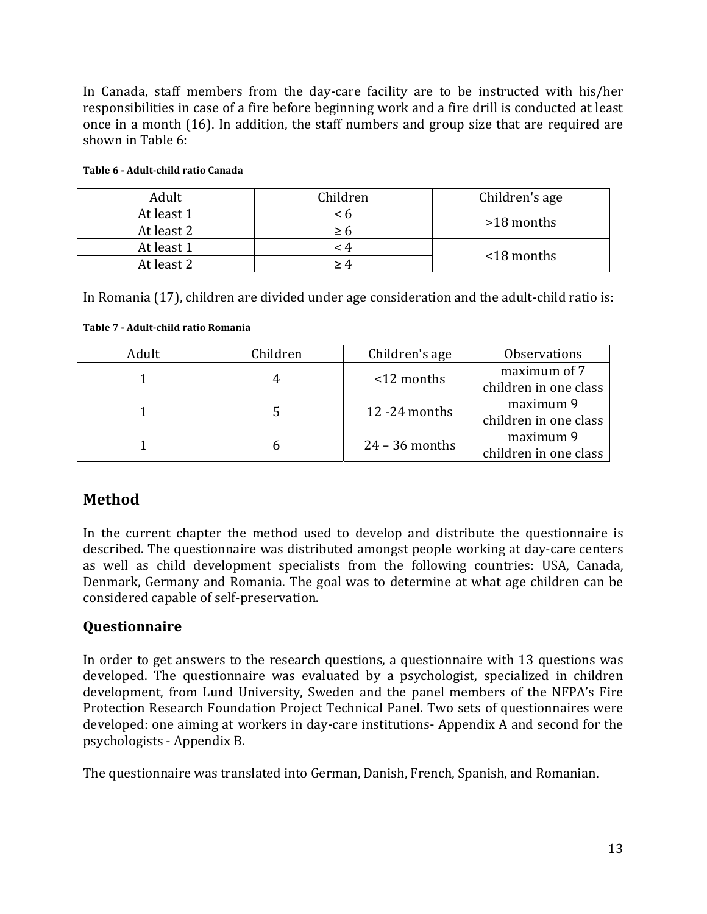In Canada, staff members from the day-care facility are to be instructed with his/her responsibilities in case of a fire before beginning work and a fire drill is conducted at least once in a month (16). In addition, the staff numbers and group size that are required are shown in Table 6:

**Table 6 - Adult-child ratio Canada**

| Adult | Children | Children's age |
|---|---|---|
| At least 1 | < 6 | >18 months |
| At least 2 | ≥ 6 | |
| At least 1 | < 4 | <18 months |
| At least 2 | ≥ 4 | |

In Romania (17), children are divided under age consideration and the adult-child ratio is:

**Table 7 - Adult-child ratio Romania**

| Adult | Children | Children's age | Observations |
|---|---|---|---|
| 1 | 4 | <12 months | maximum of 7 children in one class |
| 1 | 5 | 12 -24 months | maximum 9 children in one class |
| 1 | 6 | 24 – 36 months | maximum 9 children in one class |

## Method

In the current chapter the method used to develop and distribute the questionnaire is described. The questionnaire was distributed amongst people working at day-care centers as well as child development specialists from the following countries: USA, Canada, Denmark, Germany and Romania. The goal was to determine at what age children can be considered capable of self-preservation.

### Questionnaire

In order to get answers to the research questions, a questionnaire with 13 questions was developed. The questionnaire was evaluated by a psychologist, specialized in children development, from Lund University, Sweden and the panel members of the NFPA's Fire Protection Research Foundation Project Technical Panel. Two sets of questionnaires were developed: one aiming at workers in day-care institutions- Appendix A and second for the psychologists - Appendix B.

The questionnaire was translated into German, Danish, French, Spanish, and Romanian.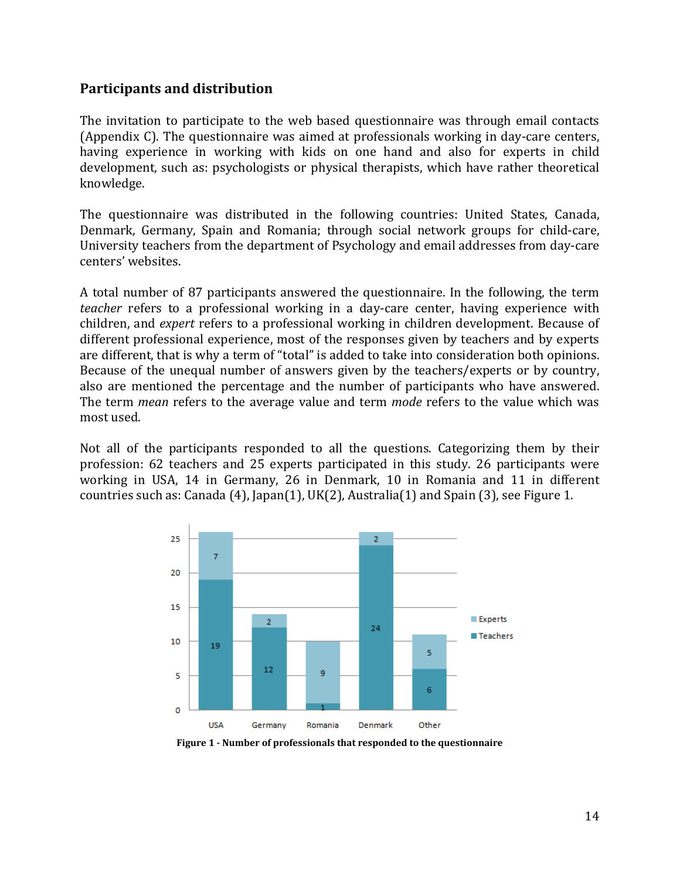## Participants and distribution

The invitation to participate to the web based questionnaire was through email contacts (Appendix C). The questionnaire was aimed at professionals working in day-care centers, having experience in working with kids on one hand and also for experts in child development, such as: psychologists or physical therapists, which have rather theoretical knowledge.

The questionnaire was distributed in the following countries: United States, Canada, Denmark, Germany, Spain and Romania; through social network groups for child-care, University teachers from the department of Psychology and email addresses from day-care centers' websites.

A total number of 87 participants answered the questionnaire. In the following, the term *teacher* refers to a professional working in a day-care center, having experience with children, and *expert* refers to a professional working in children development. Because of different professional experience, most of the responses given by teachers and by experts are different, that is why a term of "total" is added to take into consideration both opinions. Because of the unequal number of answers given by the teachers/experts or by country, also are mentioned the percentage and the number of participants who have answered. The term *mean* refers to the average value and term *mode* refers to the value which was most used.

Not all of the participants responded to all the questions. Categorizing them by their profession: 62 teachers and 25 experts participated in this study. 26 participants were working in USA, 14 in Germany, 26 in Denmark, 10 in Romania and 11 in different countries such as: Canada (4), Japan(1), UK(2), Australia(1) and Spain (3), see Figure 1.

| | USA | Germany | Romania | Denmark | Other |
|---|---|---|---|---|---|
| Experts | 7 | 2 | 9 | 2 | 5 |
| Teachers | 19 | 12 | 1 | 24 | 6 |

**Figure 1 - Number of professionals that responded to the questionnaire**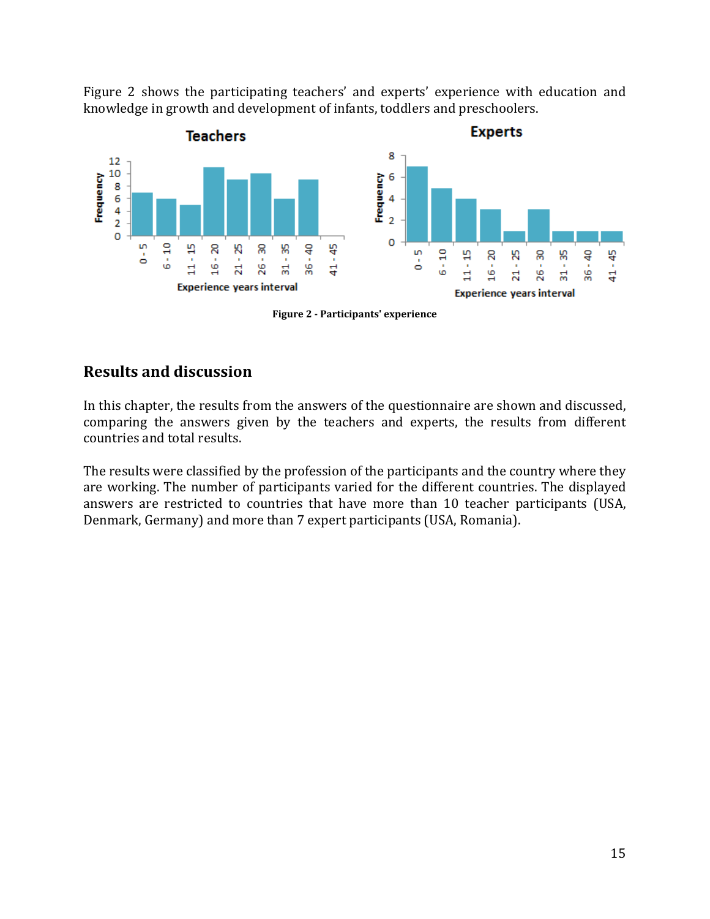Figure 2 shows the participating teachers' and experts' experience with education and knowledge in growth and development of infants, toddlers and preschoolers.

Figure 2 - Participants' experience

## Results and discussion

In this chapter, the results from the answers of the questionnaire are shown and discussed, comparing the answers given by the teachers and experts, the results from different countries and total results.

The results were classified by the profession of the participants and the country where they are working. The number of participants varied for the different countries. The displayed answers are restricted to countries that have more than 10 teacher participants (USA, Denmark, Germany) and more than 7 expert participants (USA, Romania).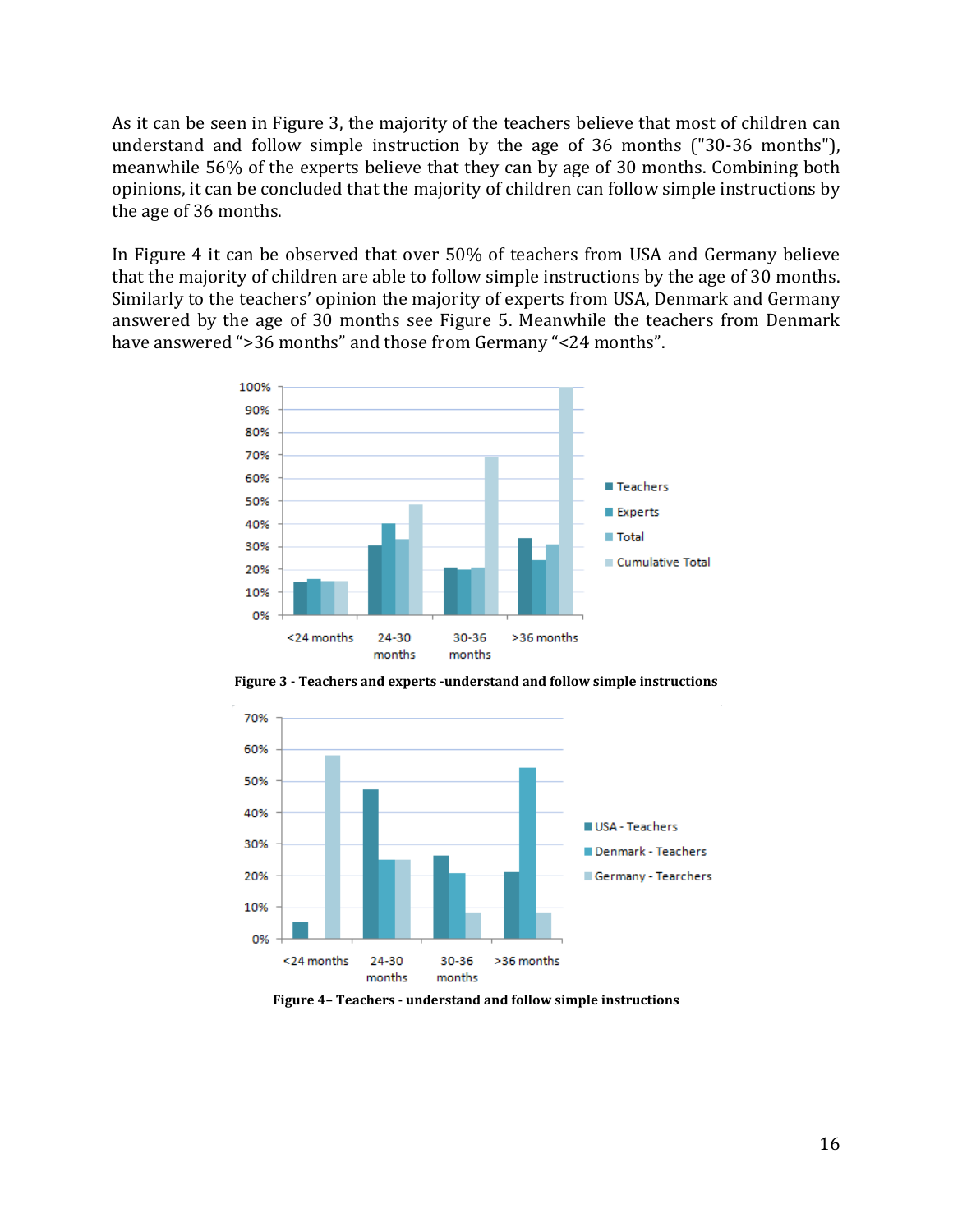As it can be seen in Figure 3, the majority of the teachers believe that most of children can understand and follow simple instruction by the age of 36 months ("30-36 months"), meanwhile 56% of the experts believe that they can by age of 30 months. Combining both opinions, it can be concluded that the majority of children can follow simple instructions by the age of 36 months.

In Figure 4 it can be observed that over 50% of teachers from USA and Germany believe that the majority of children are able to follow simple instructions by the age of 30 months. Similarly to the teachers' opinion the majority of experts from USA, Denmark and Germany answered by the age of 30 months see Figure 5. Meanwhile the teachers from Denmark have answered ">36 months" and those from Germany "<24 months".

**Figure 3 - Teachers and experts -understand and follow simple instructions**

**Figure 4– Teachers - understand and follow simple instructions**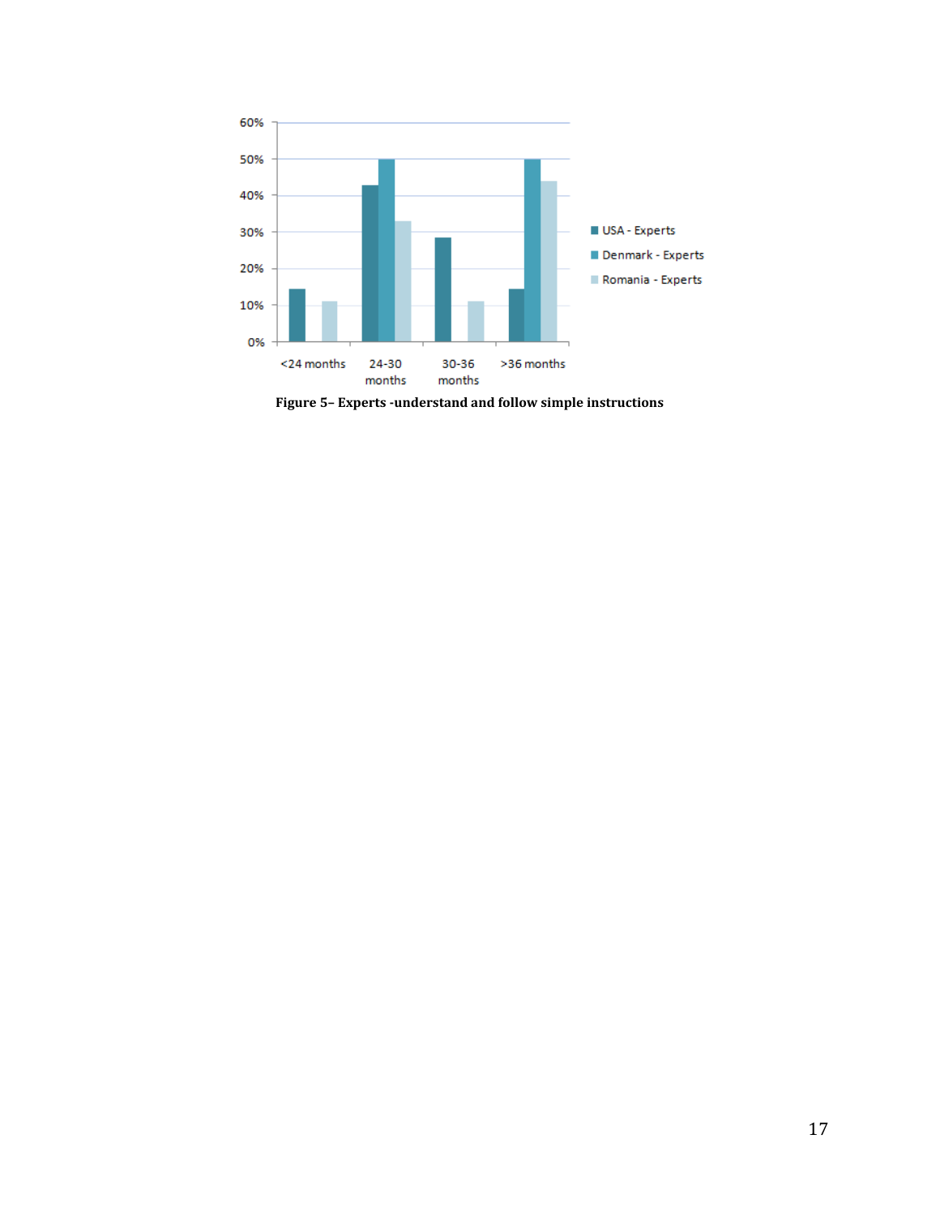Figure 5– Experts -understand and follow simple instructions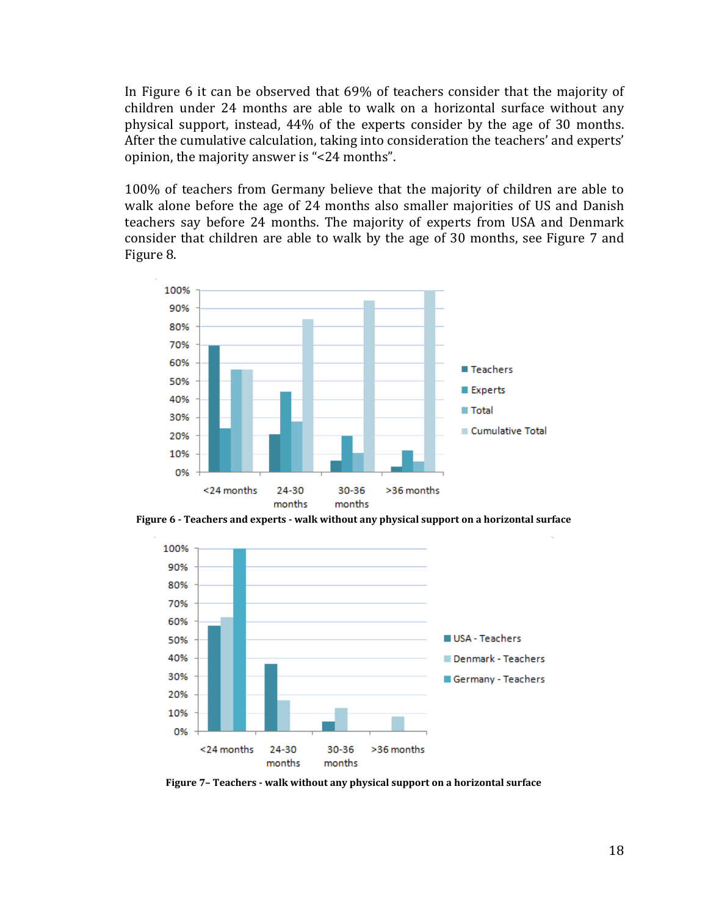In Figure 6 it can be observed that 69% of teachers consider that the majority of children under 24 months are able to walk on a horizontal surface without any physical support, instead, 44% of the experts consider by the age of 30 months. After the cumulative calculation, taking into consideration the teachers' and experts' opinion, the majority answer is "<24 months".

100% of teachers from Germany believe that the majority of children are able to walk alone before the age of 24 months also smaller majorities of US and Danish teachers say before 24 months. The majority of experts from USA and Denmark consider that children are able to walk by the age of 30 months, see Figure 7 and Figure 8.

**Figure 6 - Teachers and experts - walk without any physical support on a horizontal surface**

**Figure 7– Teachers - walk without any physical support on a horizontal surface**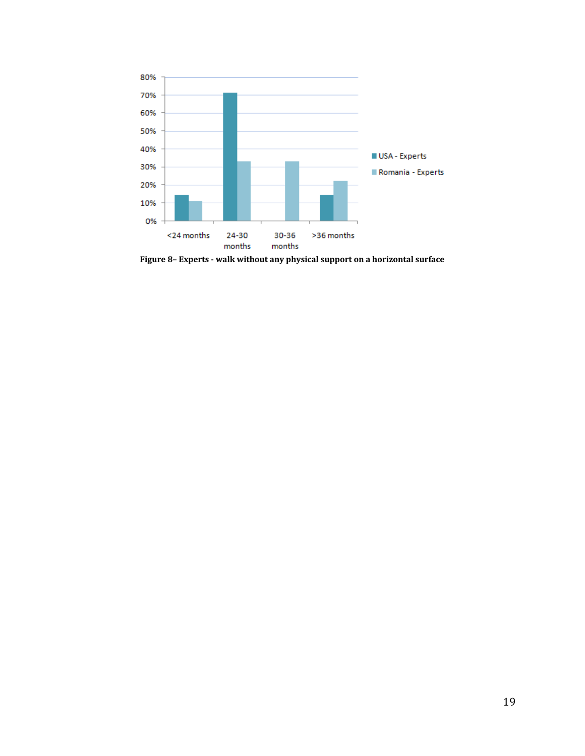Figure 8– Experts - walk without any physical support on a horizontal surface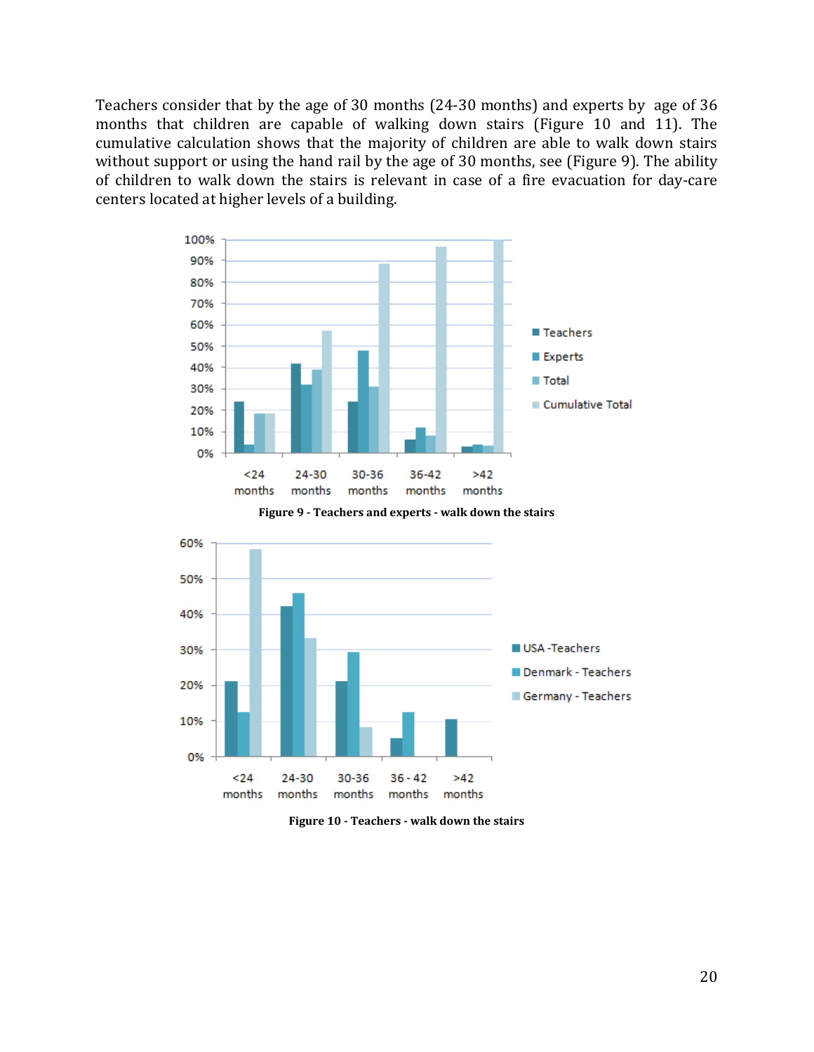Teachers consider that by the age of 30 months (24-30 months) and experts by age of 36 months that children are capable of walking down stairs (Figure 10 and 11). The cumulative calculation shows that the majority of children are able to walk down stairs without support or using the hand rail by the age of 30 months, see (Figure 9). The ability of children to walk down the stairs is relevant in case of a fire evacuation for day-care centers located at higher levels of a building.

**Figure 9 - Teachers and experts - walk down the stairs**

**Figure 10 - Teachers - walk down the stairs**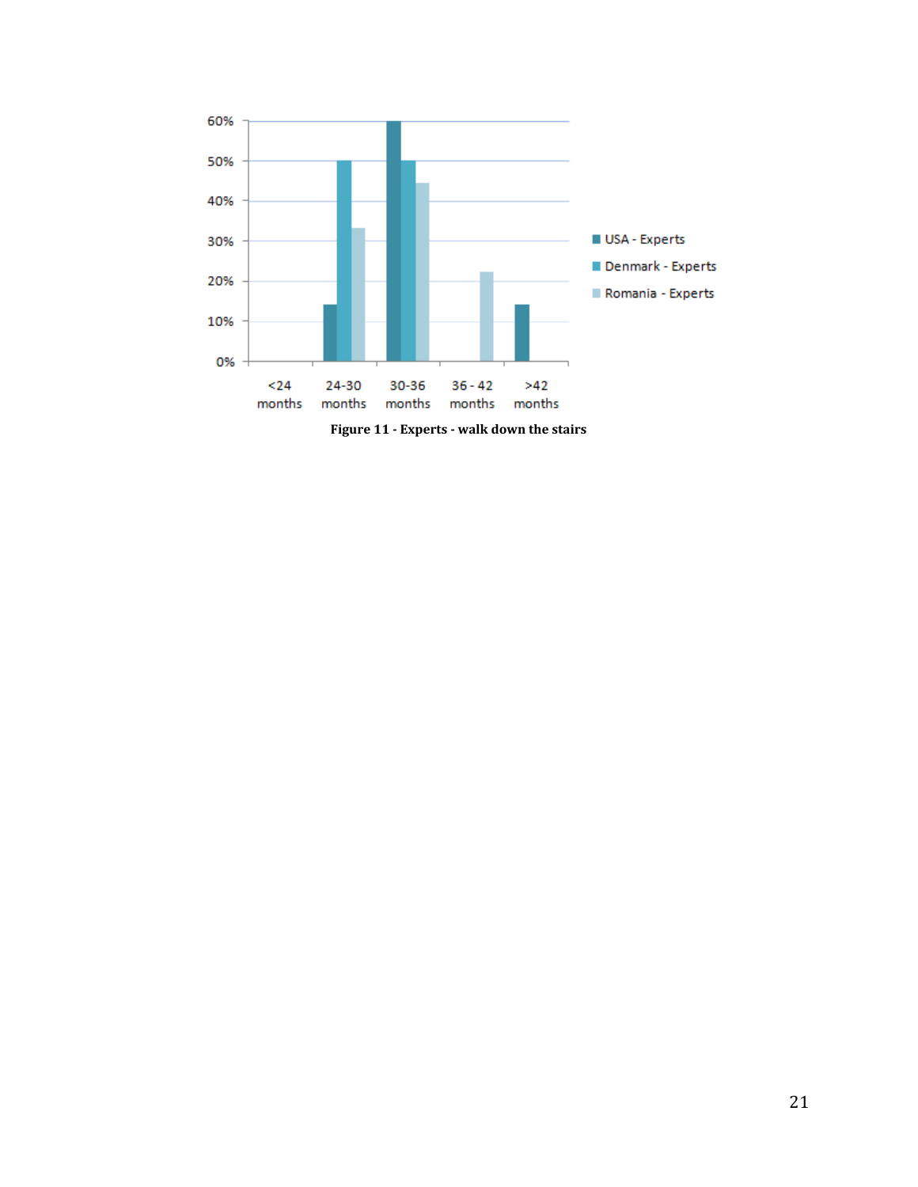Figure 11 - Experts - walk down the stairs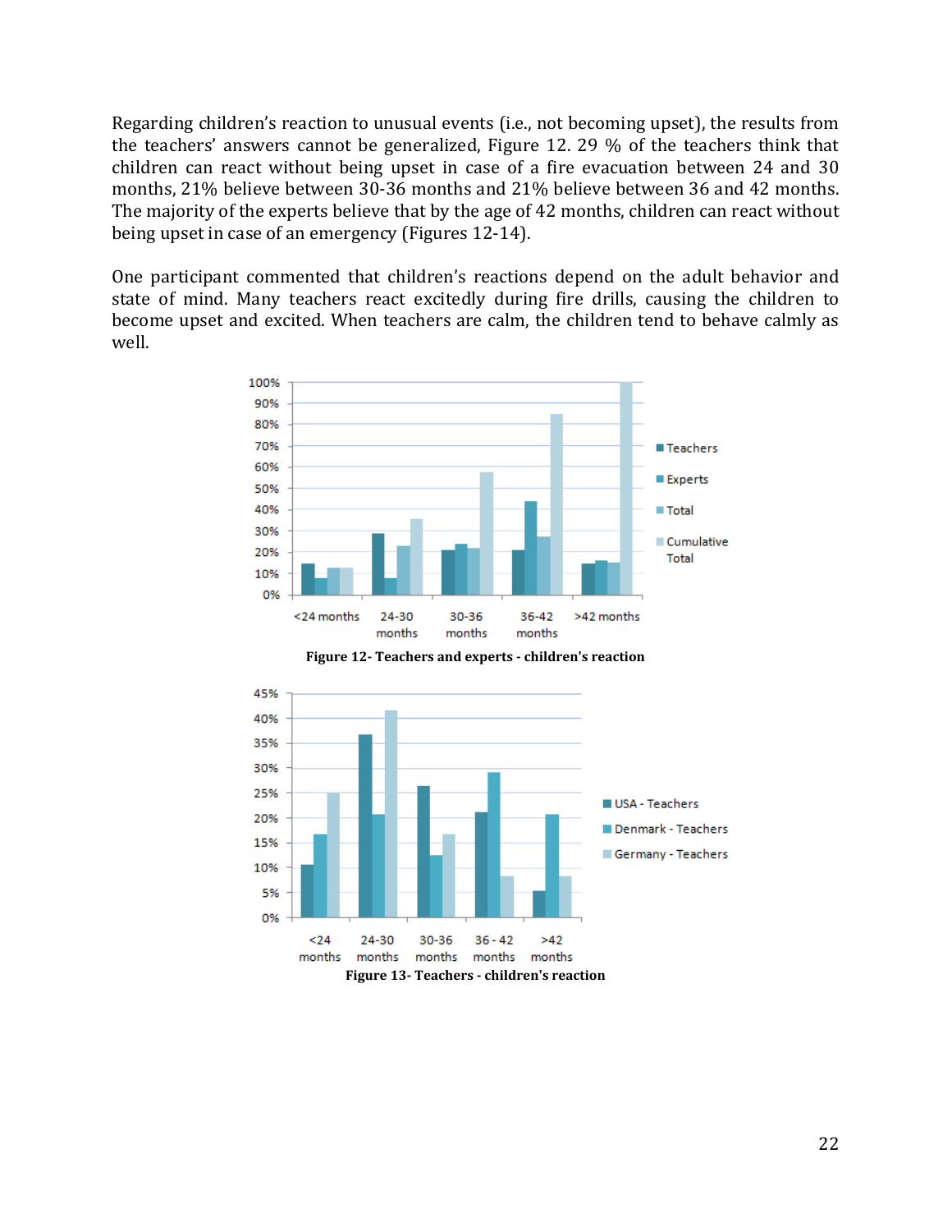Regarding children's reaction to unusual events (i.e., not becoming upset), the results from the teachers' answers cannot be generalized, Figure 12. 29 % of the teachers think that children can react without being upset in case of a fire evacuation between 24 and 30 months, 21% believe between 30-36 months and 21% believe between 36 and 42 months. The majority of the experts believe that by the age of 42 months, children can react without being upset in case of an emergency (Figures 12-14).

One participant commented that children's reactions depend on the adult behavior and state of mind. Many teachers react excitedly during fire drills, causing the children to become upset and excited. When teachers are calm, the children tend to behave calmly as well.

**Figure 12- Teachers and experts - children's reaction**

**Figure 13- Teachers - children's reaction**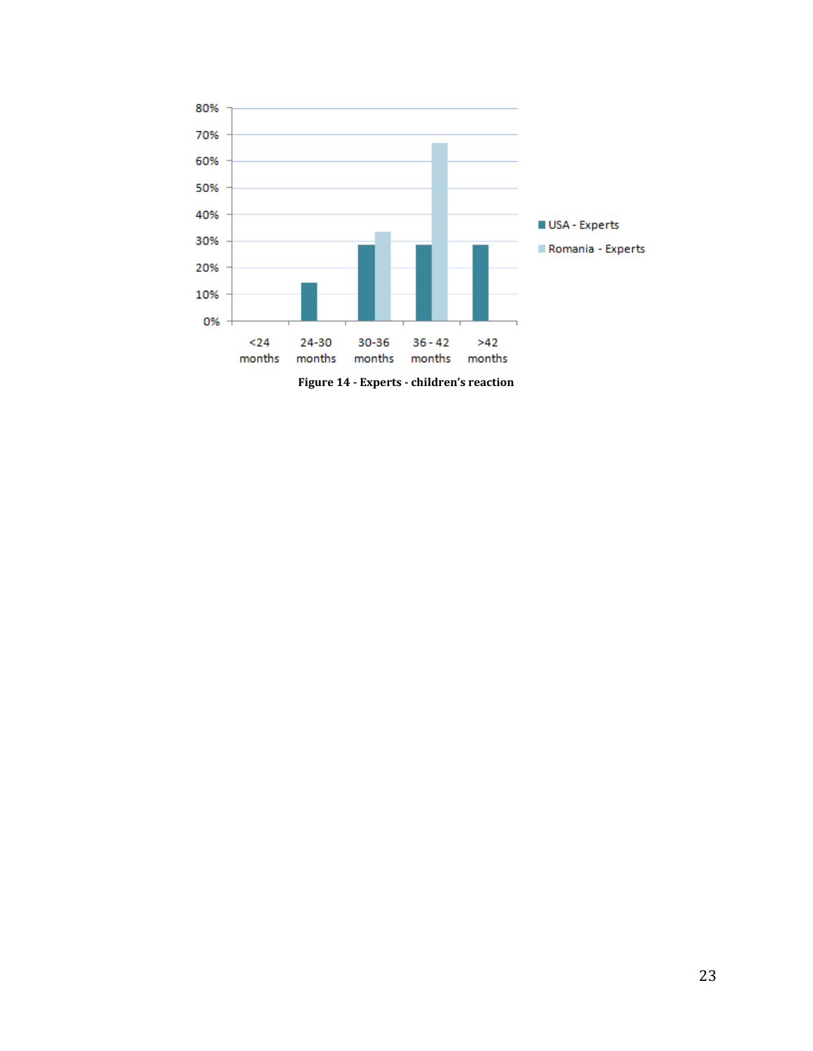**Figure 14 - Experts - children's reaction**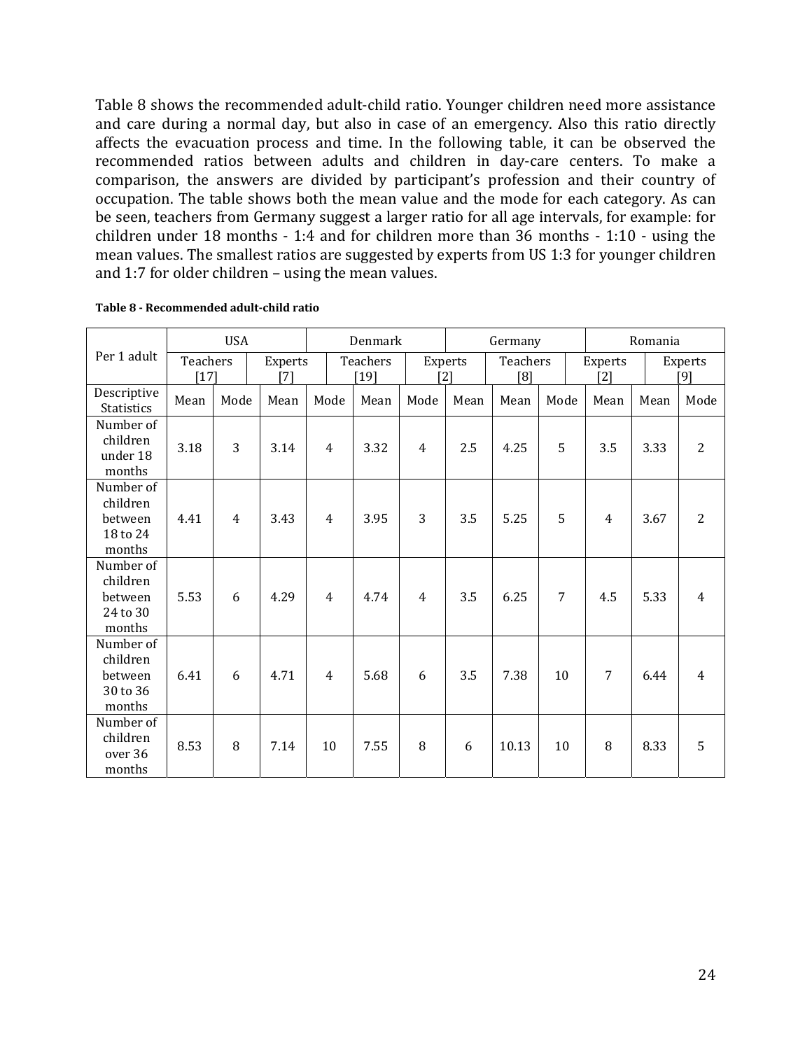Table 8 shows the recommended adult-child ratio. Younger children need more assistance and care during a normal day, but also in case of an emergency. Also this ratio directly affects the evacuation process and time. In the following table, it can be observed the recommended ratios between adults and children in day-care centers. To make a comparison, the answers are divided by participant's profession and their country of occupation. The table shows both the mean value and the mode for each category. As can be seen, teachers from Germany suggest a larger ratio for all age intervals, for example: for children under 18 months - 1:4 and for children more than 36 months - 1:10 - using the mean values. The smallest ratios are suggested by experts from US 1:3 for younger children and 1:7 for older children – using the mean values.

**Table 8 - Recommended adult-child ratio**

| Per 1 adult | USA | | | | Denmark | | | Germany | | | Romania | |
|---|---|---|---|---|---|---|---|---|---|---|---|---|
| | Teachers [17] | | Experts [7] | | Teachers [19] | | Experts [2] | Teachers [8] | | Experts [2] | Experts [9] | |
| Descriptive Statistics | Mean | Mode | Mean | Mode | Mean | Mode | Mean | Mean | Mode | Mean | Mean | Mode |
| Number of children under 18 months | 3.18 | 3 | 3.14 | 4 | 3.32 | 4 | 2.5 | 4.25 | 5 | 3.5 | 3.33 | 2 |
| Number of children between 18 to 24 months | 4.41 | 4 | 3.43 | 4 | 3.95 | 3 | 3.5 | 5.25 | 5 | 4 | 3.67 | 2 |
| Number of children between 24 to 30 months | 5.53 | 6 | 4.29 | 4 | 4.74 | 4 | 3.5 | 6.25 | 7 | 4.5 | 5.33 | 4 |
| Number of children between 30 to 36 months | 6.41 | 6 | 4.71 | 4 | 5.68 | 6 | 3.5 | 7.38 | 10 | 7 | 6.44 | 4 |
| Number of children over 36 months | 8.53 | 8 | 7.14 | 10 | 7.55 | 8 | 6 | 10.13 | 10 | 8 | 8.33 | 5 |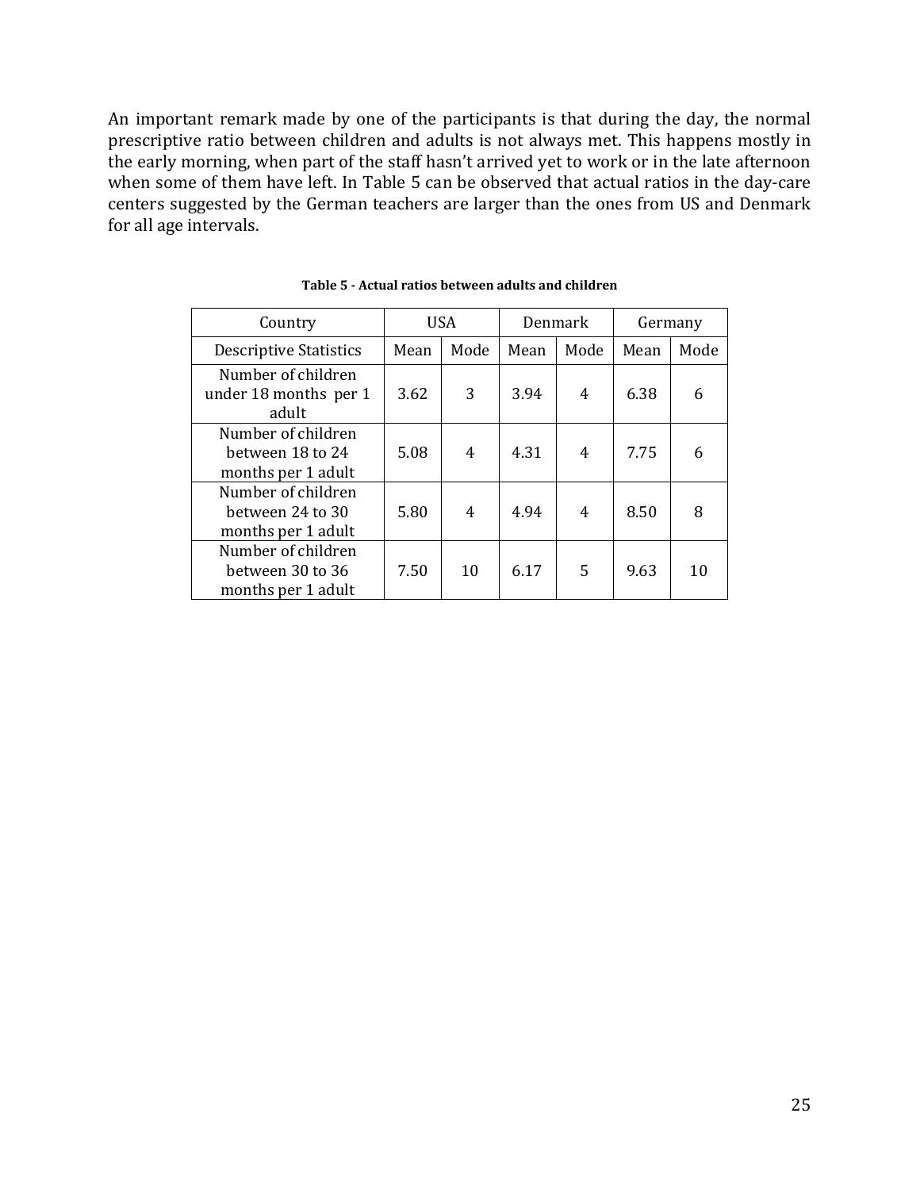An important remark made by one of the participants is that during the day, the normal prescriptive ratio between children and adults is not always met. This happens mostly in the early morning, when part of the staff hasn't arrived yet to work or in the late afternoon when some of them have left. In Table 5 can be observed that actual ratios in the day-care centers suggested by the German teachers are larger than the ones from US and Denmark for all age intervals.

**Table 5 - Actual ratios between adults and children**

| Country | USA | | Denmark | | Germany | |
|---|---|---|---|---|---|---|
| Descriptive Statistics | Mean | Mode | Mean | Mode | Mean | Mode |
| Number of children under 18 months per 1 adult | 3.62 | 3 | 3.94 | 4 | 6.38 | 6 |
| Number of children between 18 to 24 months per 1 adult | 5.08 | 4 | 4.31 | 4 | 7.75 | 6 |
| Number of children between 24 to 30 months per 1 adult | 5.80 | 4 | 4.94 | 4 | 8.50 | 8 |
| Number of children between 30 to 36 months per 1 adult | 7.50 | 10 | 6.17 | 5 | 9.63 | 10 |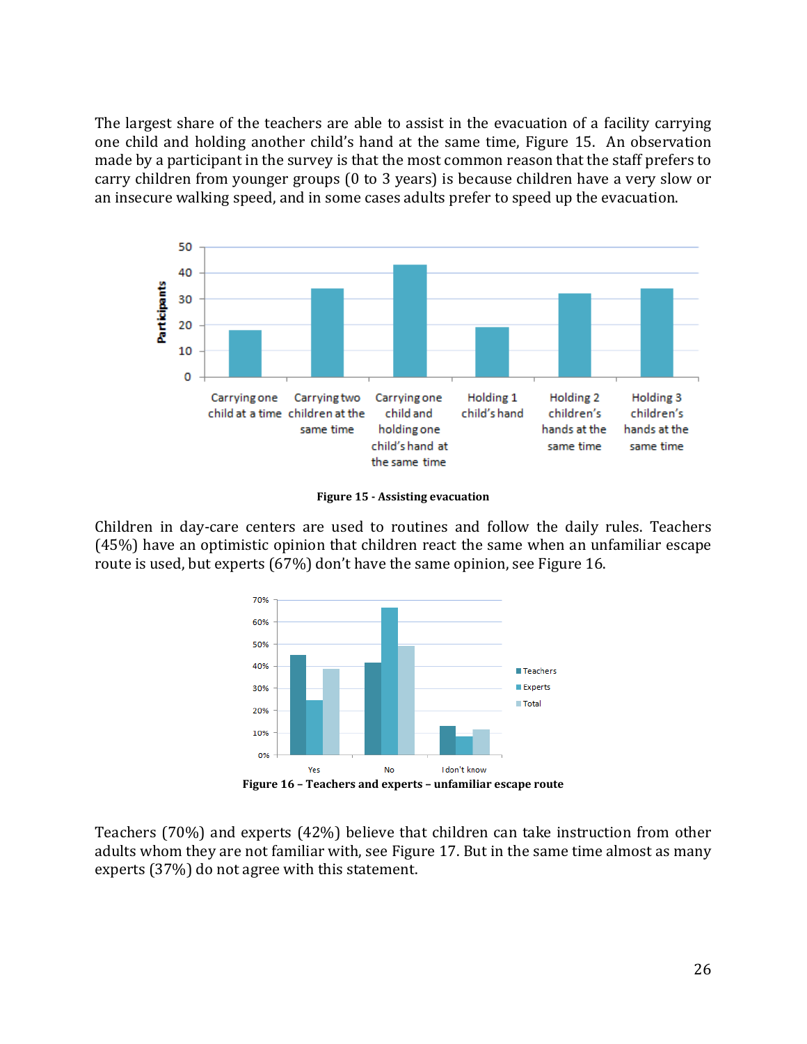The largest share of the teachers are able to assist in the evacuation of a facility carrying one child and holding another child's hand at the same time, Figure 15. An observation made by a participant in the survey is that the most common reason that the staff prefers to carry children from younger groups (0 to 3 years) is because children have a very slow or an insecure walking speed, and in some cases adults prefer to speed up the evacuation.

**Figure 15 - Assisting evacuation**

Children in day-care centers are used to routines and follow the daily rules. Teachers (45%) have an optimistic opinion that children react the same when an unfamiliar escape route is used, but experts (67%) don't have the same opinion, see Figure 16.

**Figure 16 – Teachers and experts – unfamiliar escape route**

Teachers (70%) and experts (42%) believe that children can take instruction from other adults whom they are not familiar with, see Figure 17. But in the same time almost as many experts (37%) do not agree with this statement.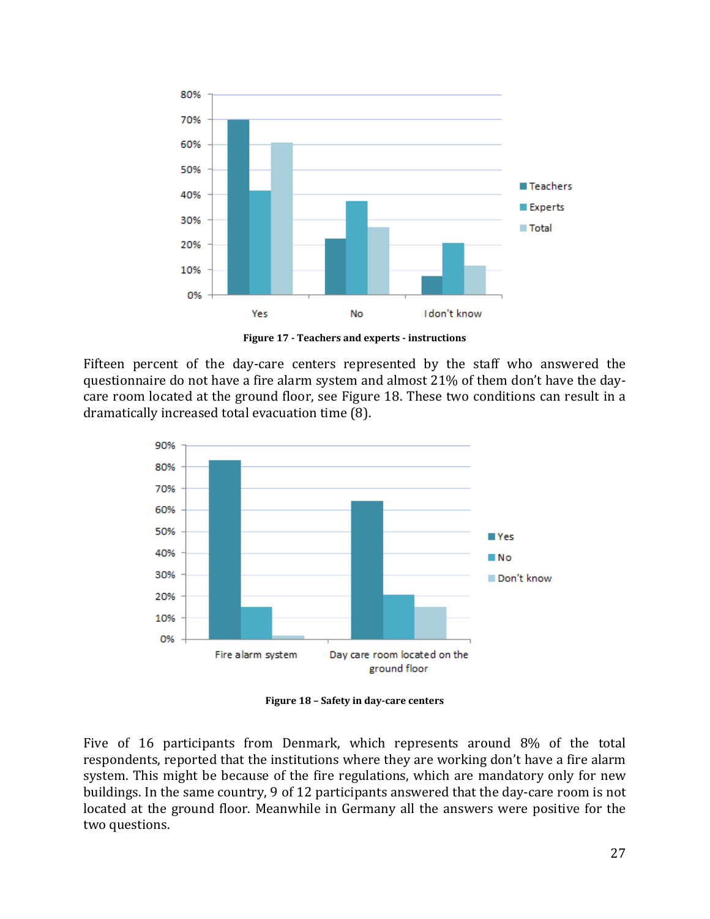Figure 17 - Teachers and experts - instructions

Fifteen percent of the day-care centers represented by the staff who answered the questionnaire do not have a fire alarm system and almost 21% of them don't have the day-care room located at the ground floor, see Figure 18. These two conditions can result in a dramatically increased total evacuation time (8).

Figure 18 – Safety in day-care centers

Five of 16 participants from Denmark, which represents around 8% of the total respondents, reported that the institutions where they are working don't have a fire alarm system. This might be because of the fire regulations, which are mandatory only for new buildings. In the same country, 9 of 12 participants answered that the day-care room is not located at the ground floor. Meanwhile in Germany all the answers were positive for the two questions.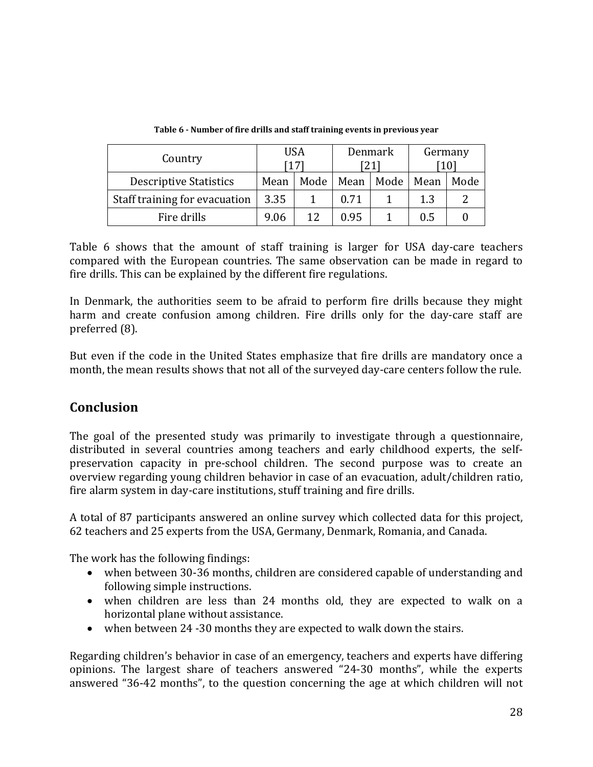**Table 6 - Number of fire drills and staff training events in previous year**

| Country | USA [17] | | Denmark [21] | | Germany [10] | |
|---|---|---|---|---|---|---|
| Descriptive Statistics | Mean | Mode | Mean | Mode | Mean | Mode |
| Staff training for evacuation | 3.35 | 1 | 0.71 | 1 | 1.3 | 2 |
| Fire drills | 9.06 | 12 | 0.95 | 1 | 0.5 | 0 |

Table 6 shows that the amount of staff training is larger for USA day-care teachers compared with the European countries. The same observation can be made in regard to fire drills. This can be explained by the different fire regulations.

In Denmark, the authorities seem to be afraid to perform fire drills because they might harm and create confusion among children. Fire drills only for the day-care staff are preferred (8).

But even if the code in the United States emphasize that fire drills are mandatory once a month, the mean results shows that not all of the surveyed day-care centers follow the rule.

## Conclusion

The goal of the presented study was primarily to investigate through a questionnaire, distributed in several countries among teachers and early childhood experts, the self-preservation capacity in pre-school children. The second purpose was to create an overview regarding young children behavior in case of an evacuation, adult/children ratio, fire alarm system in day-care institutions, stuff training and fire drills.

A total of 87 participants answered an online survey which collected data for this project, 62 teachers and 25 experts from the USA, Germany, Denmark, Romania, and Canada.

The work has the following findings:

- when between 30-36 months, children are considered capable of understanding and following simple instructions.
- when children are less than 24 months old, they are expected to walk on a horizontal plane without assistance.
- when between 24 -30 months they are expected to walk down the stairs.

Regarding children's behavior in case of an emergency, teachers and experts have differing opinions. The largest share of teachers answered "24-30 months", while the experts answered "36-42 months", to the question concerning the age at which children will not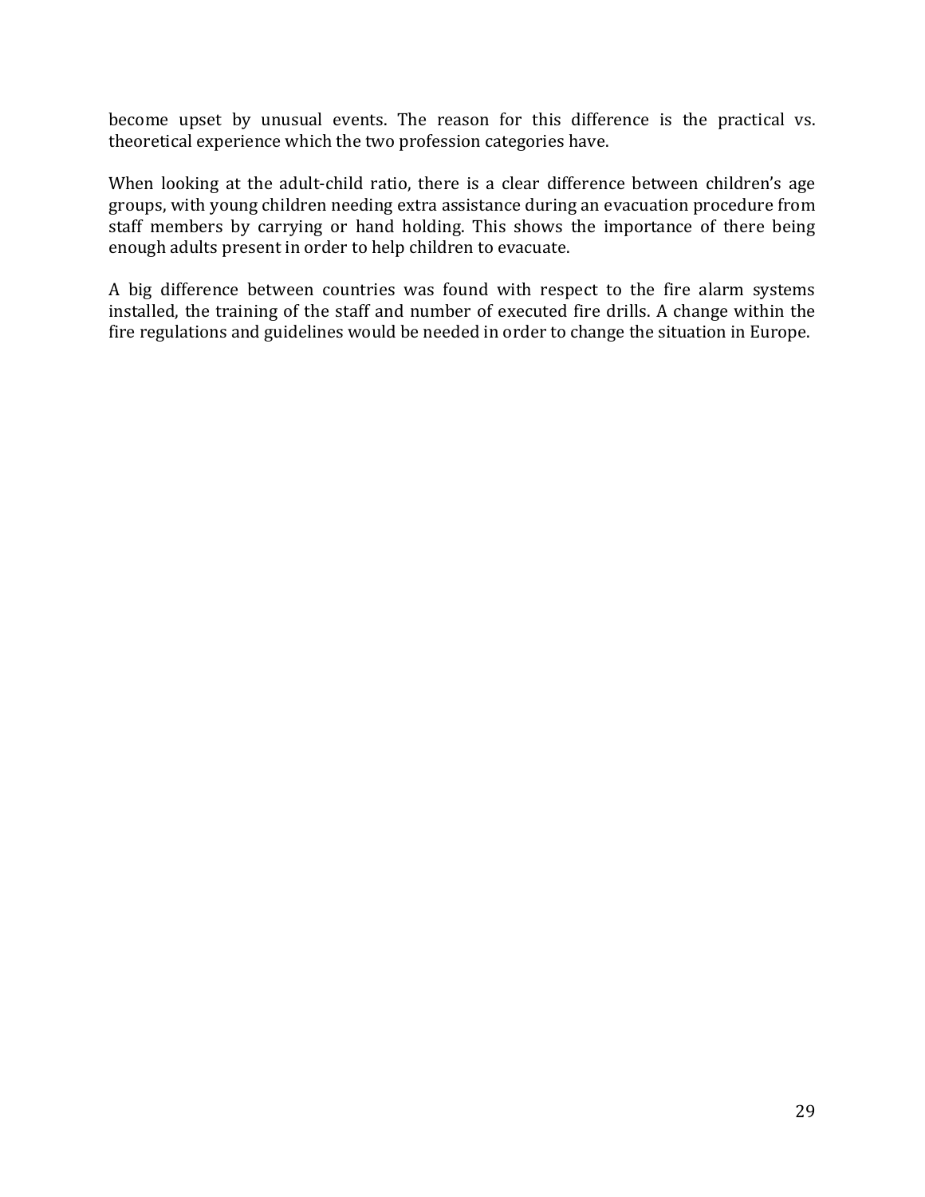become upset by unusual events. The reason for this difference is the practical vs. theoretical experience which the two profession categories have.

When looking at the adult-child ratio, there is a clear difference between children's age groups, with young children needing extra assistance during an evacuation procedure from staff members by carrying or hand holding. This shows the importance of there being enough adults present in order to help children to evacuate.

A big difference between countries was found with respect to the fire alarm systems installed, the training of the staff and number of executed fire drills. A change within the fire regulations and guidelines would be needed in order to change the situation in Europe.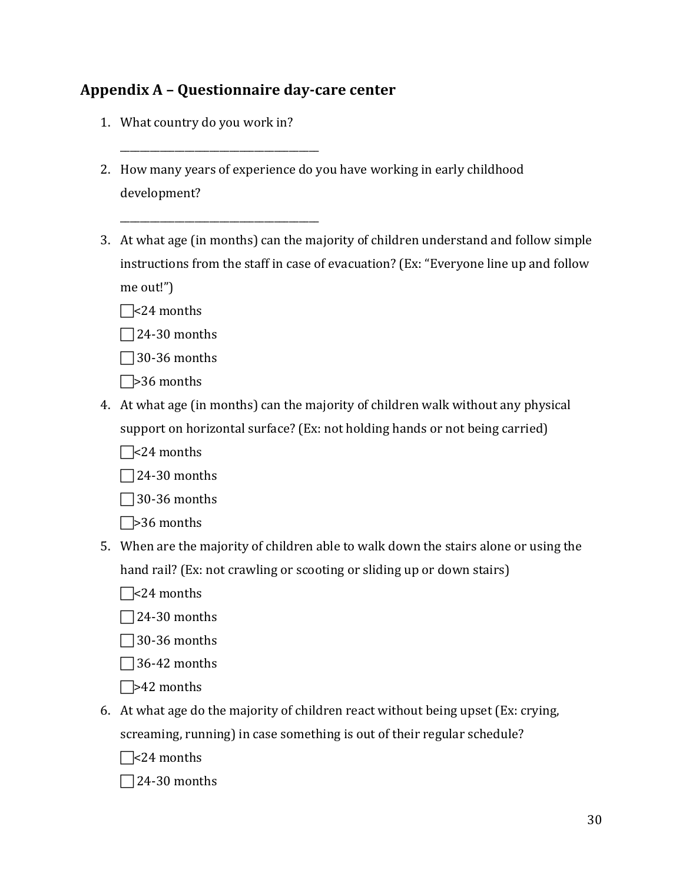## Appendix A – Questionnaire day-care center

1. What country do you work in?

   ___________________________________

2. How many years of experience do you have working in early childhood development?

   ___________________________________

3. At what age (in months) can the majority of children understand and follow simple instructions from the staff in case of evacuation? (Ex: "Everyone line up and follow me out!")

   ☐ <24 months

   ☐ 24-30 months

   ☐ 30-36 months

   ☐ >36 months

4. At what age (in months) can the majority of children walk without any physical support on horizontal surface? (Ex: not holding hands or not being carried)

   ☐ <24 months

   ☐ 24-30 months

   ☐ 30-36 months

   ☐ >36 months

5. When are the majority of children able to walk down the stairs alone or using the hand rail? (Ex: not crawling or scooting or sliding up or down stairs)

   ☐ <24 months

   ☐ 24-30 months

   ☐ 30-36 months

   ☐ 36-42 months

   ☐ >42 months

6. At what age do the majority of children react without being upset (Ex: crying, screaming, running) in case something is out of their regular schedule?

   ☐ <24 months

   ☐ 24-30 months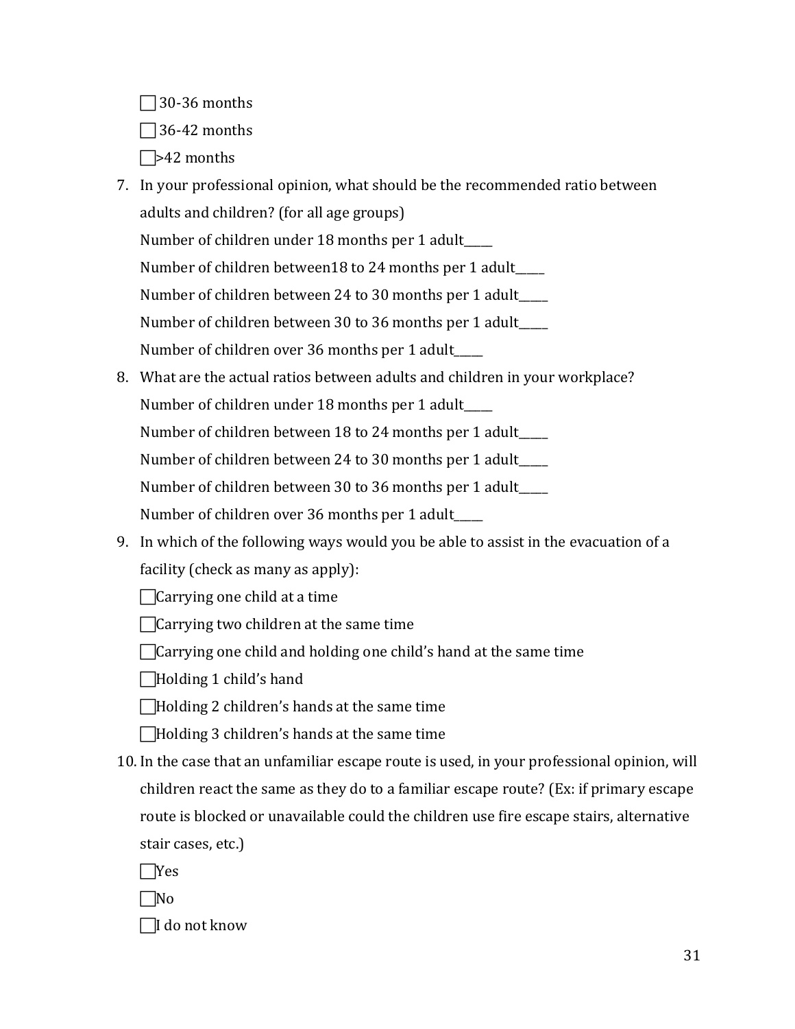☐ 30-36 months

☐ 36-42 months

☐ >42 months

7. In your professional opinion, what should be the recommended ratio between adults and children? (for all age groups)

   Number of children under 18 months per 1 adult_____

   Number of children between18 to 24 months per 1 adult_____

   Number of children between 24 to 30 months per 1 adult_____

   Number of children between 30 to 36 months per 1 adult_____

   Number of children over 36 months per 1 adult_____

8. What are the actual ratios between adults and children in your workplace?

   Number of children under 18 months per 1 adult_____

   Number of children between 18 to 24 months per 1 adult_____

   Number of children between 24 to 30 months per 1 adult_____

   Number of children between 30 to 36 months per 1 adult_____

   Number of children over 36 months per 1 adult_____

9. In which of the following ways would you be able to assist in the evacuation of a facility (check as many as apply):

   ☐ Carrying one child at a time

   ☐ Carrying two children at the same time

   ☐ Carrying one child and holding one child's hand at the same time

   ☐ Holding 1 child's hand

   ☐ Holding 2 children's hands at the same time

   ☐ Holding 3 children's hands at the same time

10. In the case that an unfamiliar escape route is used, in your professional opinion, will children react the same as they do to a familiar escape route? (Ex: if primary escape route is blocked or unavailable could the children use fire escape stairs, alternative stair cases, etc.)

    ☐ Yes

    ☐ No

    ☐ I do not know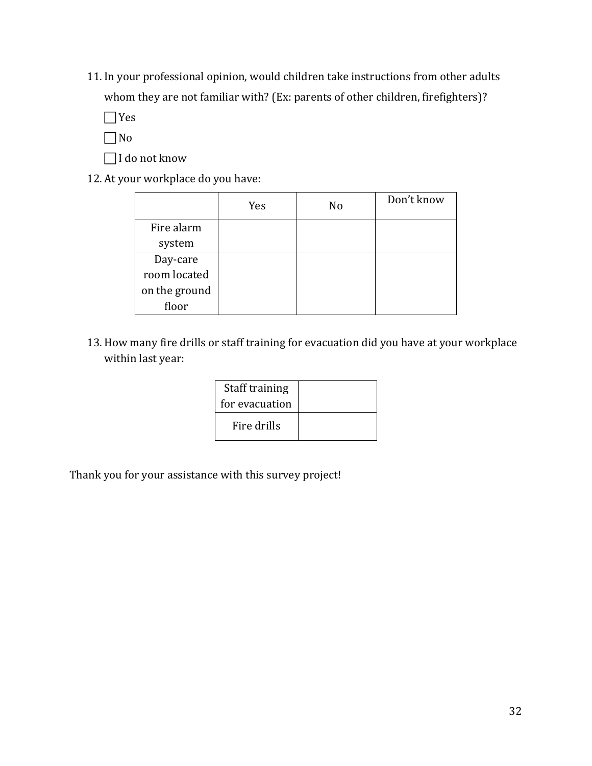11. In your professional opinion, would children take instructions from other adults whom they are not familiar with? (Ex: parents of other children, firefighters)?

    ☐ Yes

    ☐ No

    ☐ I do not know

12. At your workplace do you have:

| | Yes | No | Don't know |
|---|---|---|---|
| Fire alarm system | | | |
| Day-care room located on the ground floor | | | |

13. How many fire drills or staff training for evacuation did you have at your workplace within last year:

| | |
|---|---|
| Staff training for evacuation | |
| Fire drills | |

Thank you for your assistance with this survey project!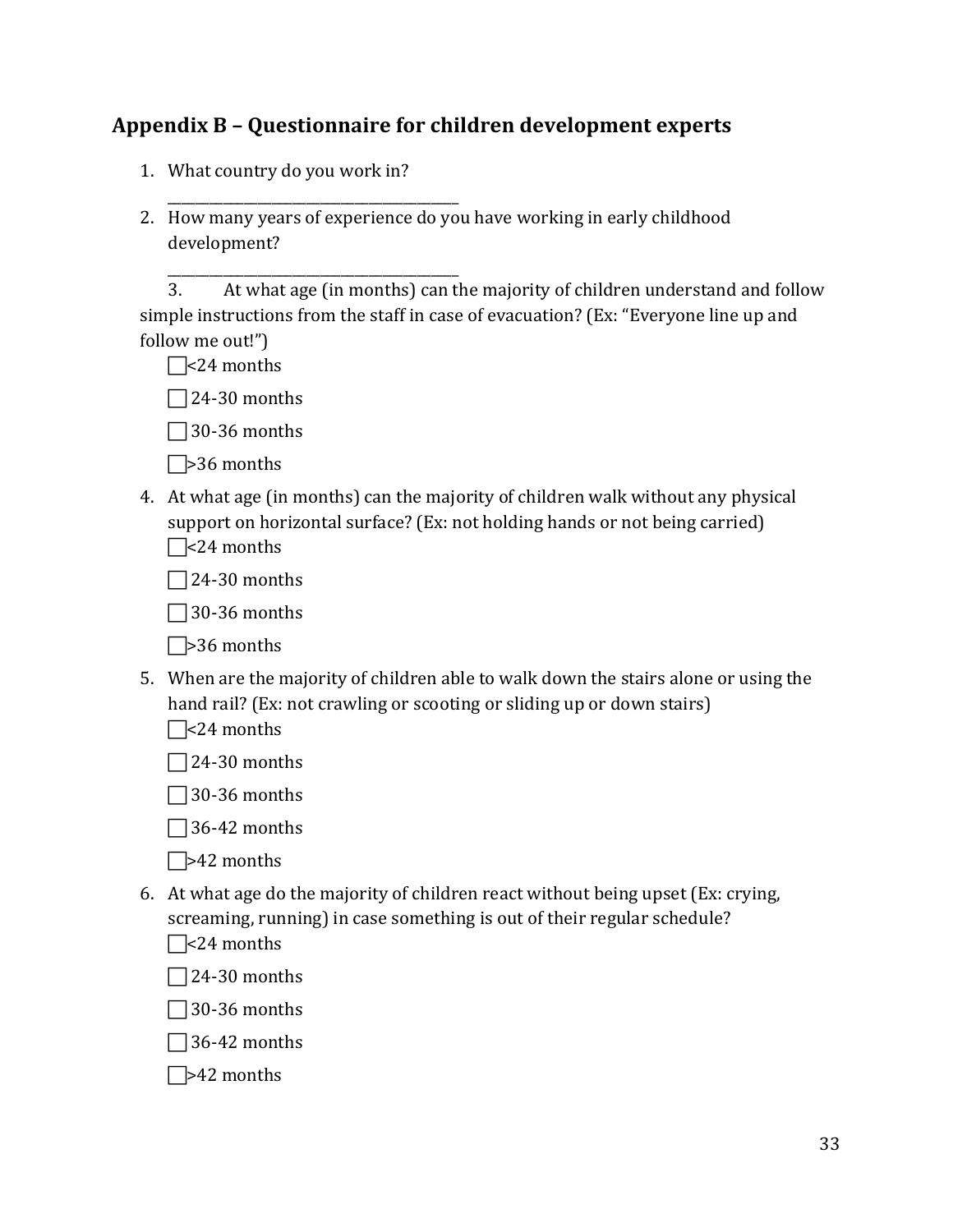## Appendix B – Questionnaire for children development experts

1. What country do you work in?

   ________________________________________

2. How many years of experience do you have working in early childhood development?

   ________________________________________

3. At what age (in months) can the majority of children understand and follow simple instructions from the staff in case of evacuation? (Ex: "Everyone line up and follow me out!")

   ☐ <24 months

   ☐ 24-30 months

   ☐ 30-36 months

   ☐ >36 months

4. At what age (in months) can the majority of children walk without any physical support on horizontal surface? (Ex: not holding hands or not being carried)

   ☐ <24 months

   ☐ 24-30 months

   ☐ 30-36 months

   ☐ >36 months

5. When are the majority of children able to walk down the stairs alone or using the hand rail? (Ex: not crawling or scooting or sliding up or down stairs)

   ☐ <24 months

   ☐ 24-30 months

   ☐ 30-36 months

   ☐ 36-42 months

   ☐ >42 months

6. At what age do the majority of children react without being upset (Ex: crying, screaming, running) in case something is out of their regular schedule?

   ☐ <24 months

   ☐ 24-30 months

   ☐ 30-36 months

   ☐ 36-42 months

   ☐ >42 months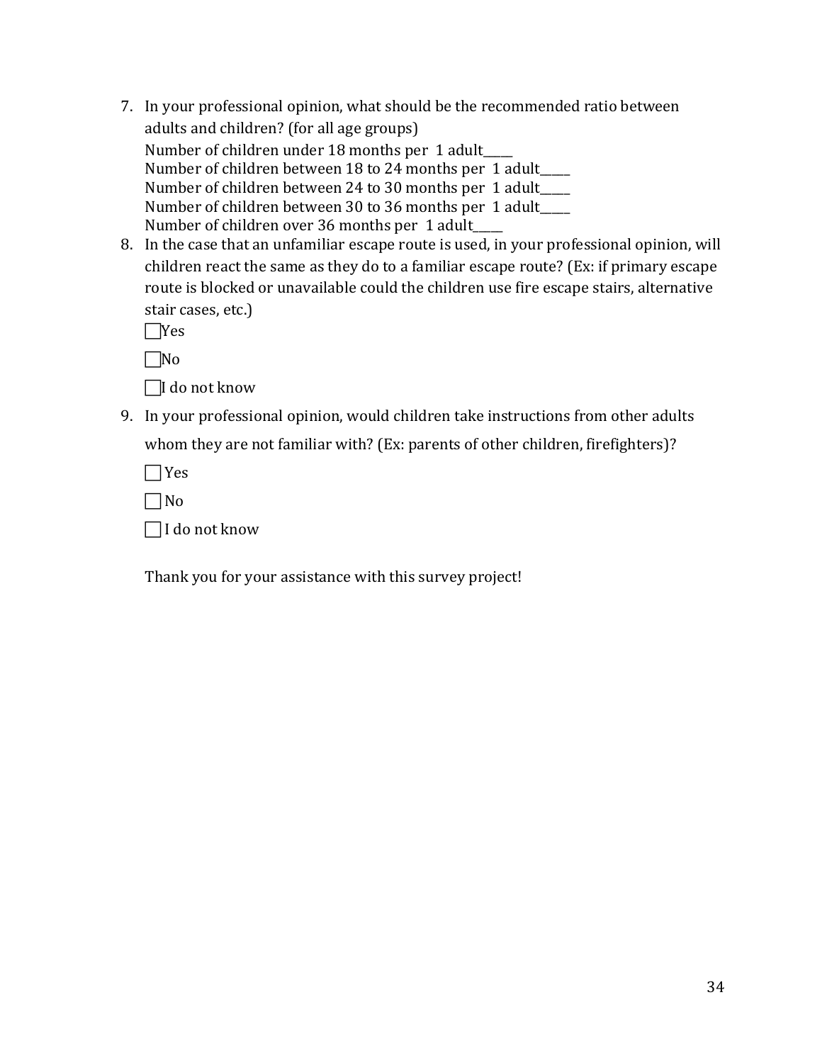7. In your professional opinion, what should be the recommended ratio between adults and children? (for all age groups)
   Number of children under 18 months per 1 adult_____
   Number of children between 18 to 24 months per 1 adult_____
   Number of children between 24 to 30 months per 1 adult_____
   Number of children between 30 to 36 months per 1 adult_____
   Number of children over 36 months per 1 adult_____
8. In the case that an unfamiliar escape route is used, in your professional opinion, will children react the same as they do to a familiar escape route? (Ex: if primary escape route is blocked or unavailable could the children use fire escape stairs, alternative stair cases, etc.)

   ☐ Yes

   ☐ No

   ☐ I do not know

9. In your professional opinion, would children take instructions from other adults whom they are not familiar with? (Ex: parents of other children, firefighters)?

   ☐ Yes

   ☐ No

   ☐ I do not know

Thank you for your assistance with this survey project!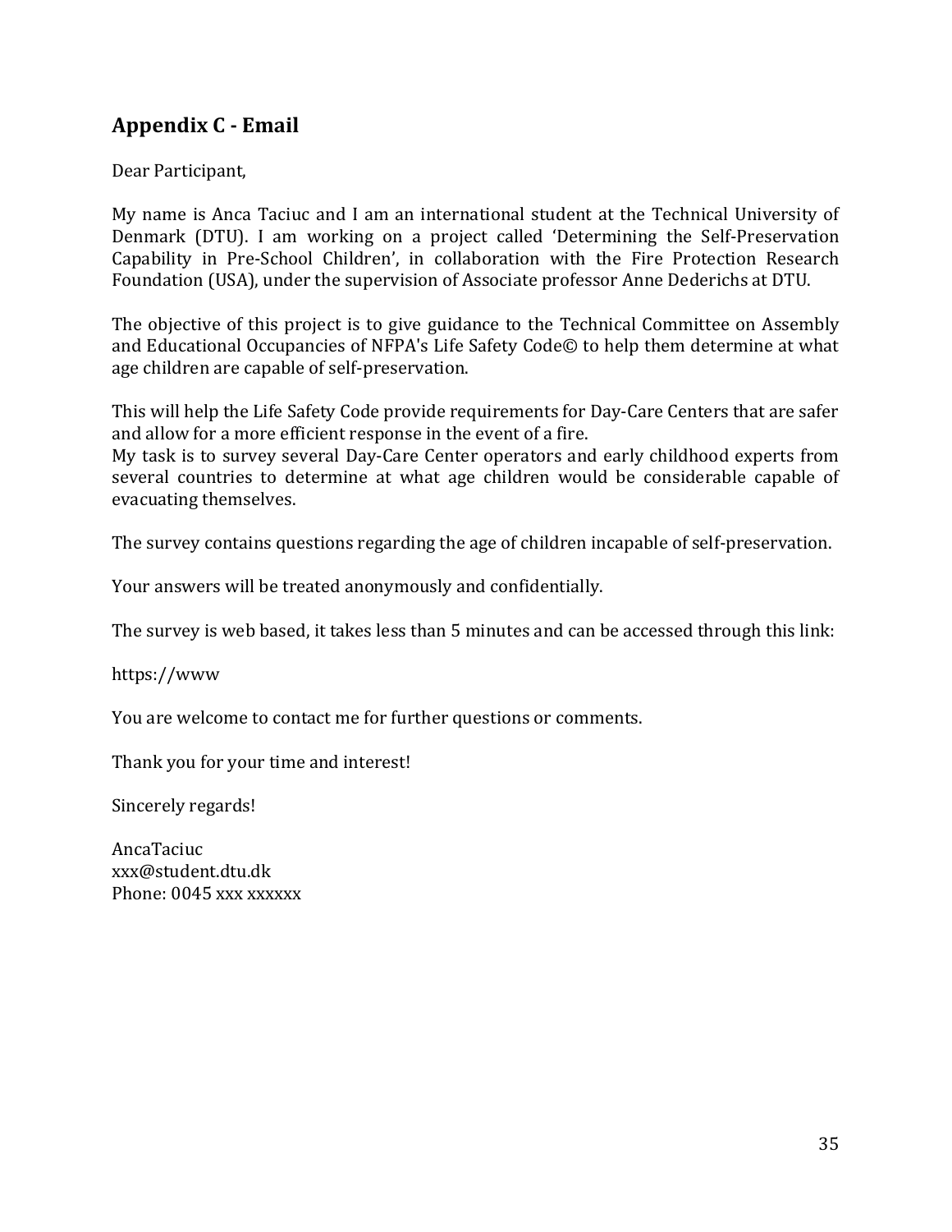## Appendix C - Email

Dear Participant,

My name is Anca Taciuc and I am an international student at the Technical University of Denmark (DTU). I am working on a project called 'Determining the Self-Preservation Capability in Pre-School Children', in collaboration with the Fire Protection Research Foundation (USA), under the supervision of Associate professor Anne Dederichs at DTU.

The objective of this project is to give guidance to the Technical Committee on Assembly and Educational Occupancies of NFPA's Life Safety Code© to help them determine at what age children are capable of self-preservation.

This will help the Life Safety Code provide requirements for Day-Care Centers that are safer and allow for a more efficient response in the event of a fire.
My task is to survey several Day-Care Center operators and early childhood experts from several countries to determine at what age children would be considerable capable of evacuating themselves.

The survey contains questions regarding the age of children incapable of self-preservation.

Your answers will be treated anonymously and confidentially.

The survey is web based, it takes less than 5 minutes and can be accessed through this link:

https://www

You are welcome to contact me for further questions or comments.

Thank you for your time and interest!

Sincerely regards!

AncaTaciuc
xxx@student.dtu.dk
Phone: 0045 xxx xxxxxx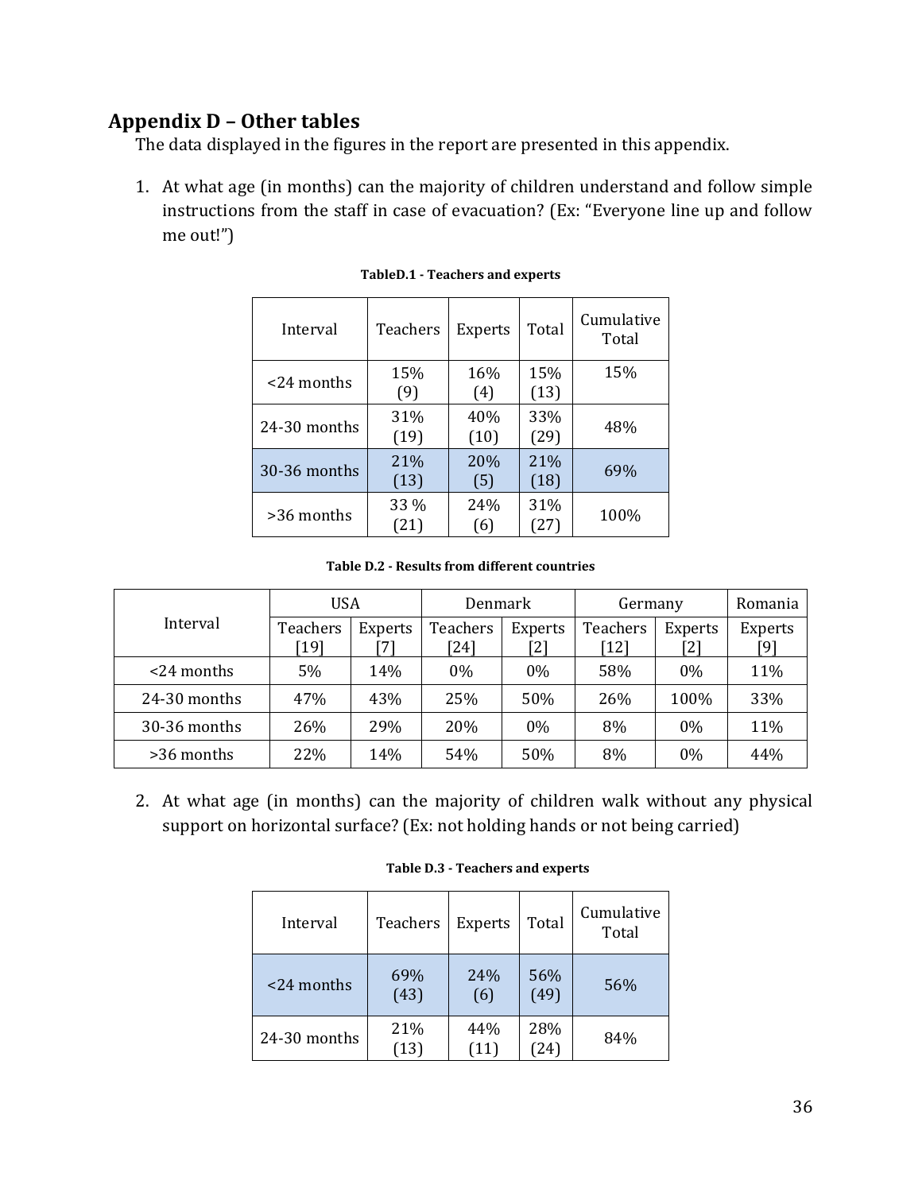## Appendix D – Other tables

The data displayed in the figures in the report are presented in this appendix.

1. At what age (in months) can the majority of children understand and follow simple instructions from the staff in case of evacuation? (Ex: "Everyone line up and follow me out!")

**TableD.1 - Teachers and experts**

| Interval | Teachers | Experts | Total | Cumulative Total |
|---|---|---|---|---|
| <24 months | 15% (9) | 16% (4) | 15% (13) | 15% |
| 24-30 months | 31% (19) | 40% (10) | 33% (29) | 48% |
| 30-36 months | 21% (13) | 20% (5) | 21% (18) | 69% |
| >36 months | 33 % (21) | 24% (6) | 31% (27) | 100% |

**Table D.2 - Results from different countries**

| Interval | USA | | Denmark | | Germany | | Romania |
|---|---|---|---|---|---|---|---|
| | Teachers [19] | Experts [7] | Teachers [24] | Experts [2] | Teachers [12] | Experts [2] | Experts [9] |
| <24 months | 5% | 14% | 0% | 0% | 58% | 0% | 11% |
| 24-30 months | 47% | 43% | 25% | 50% | 26% | 100% | 33% |
| 30-36 months | 26% | 29% | 20% | 0% | 8% | 0% | 11% |
| >36 months | 22% | 14% | 54% | 50% | 8% | 0% | 44% |

2. At what age (in months) can the majority of children walk without any physical support on horizontal surface? (Ex: not holding hands or not being carried)

**Table D.3 - Teachers and experts**

| Interval | Teachers | Experts | Total | Cumulative Total |
|---|---|---|---|---|
| <24 months | 69% (43) | 24% (6) | 56% (49) | 56% |
| 24-30 months | 21% (13) | 44% (11) | 28% (24) | 84% |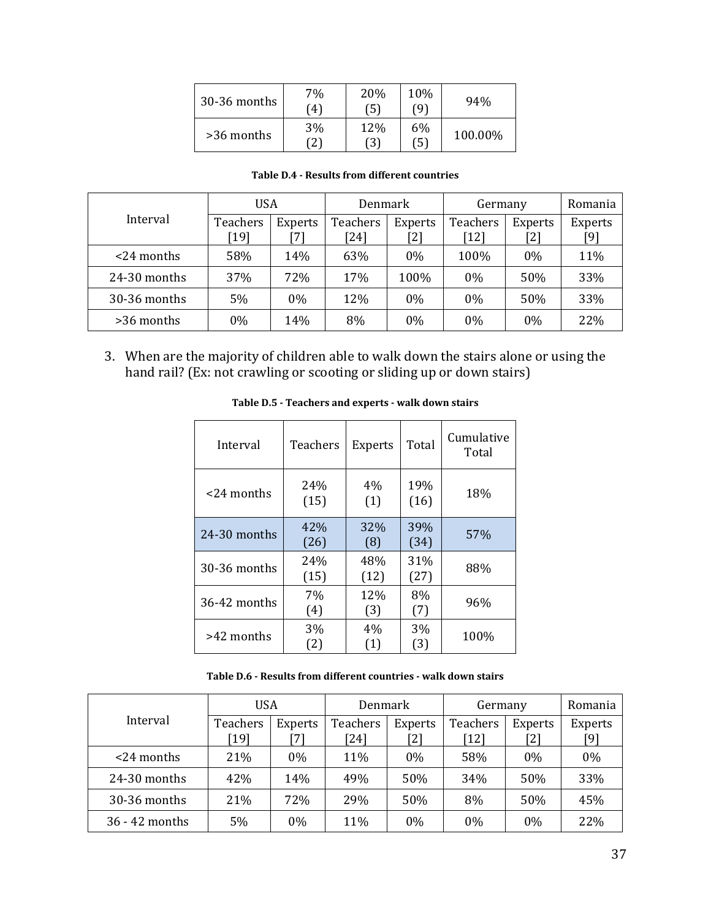| 30-36 months | 7% (4) | 20% (5) | 10% (9) | 94% |
|---|---|---|---|---|
| >36 months | 3% (2) | 12% (3) | 6% (5) | 100.00% |

**Table D.4 - Results from different countries**

| Interval | USA | | Denmark | | Germany | | Romania |
|---|---|---|---|---|---|---|---|
| | Teachers [19] | Experts [7] | Teachers [24] | Experts [2] | Teachers [12] | Experts [2] | Experts [9] |
| <24 months | 58% | 14% | 63% | 0% | 100% | 0% | 11% |
| 24-30 months | 37% | 72% | 17% | 100% | 0% | 50% | 33% |
| 30-36 months | 5% | 0% | 12% | 0% | 0% | 50% | 33% |
| >36 months | 0% | 14% | 8% | 0% | 0% | 0% | 22% |

3. When are the majority of children able to walk down the stairs alone or using the hand rail? (Ex: not crawling or scooting or sliding up or down stairs)

**Table D.5 - Teachers and experts - walk down stairs**

| Interval | Teachers | Experts | Total | Cumulative Total |
|---|---|---|---|---|
| <24 months | 24% (15) | 4% (1) | 19% (16) | 18% |
| 24-30 months | 42% (26) | 32% (8) | 39% (34) | 57% |
| 30-36 months | 24% (15) | 48% (12) | 31% (27) | 88% |
| 36-42 months | 7% (4) | 12% (3) | 8% (7) | 96% |
| >42 months | 3% (2) | 4% (1) | 3% (3) | 100% |

**Table D.6 - Results from different countries - walk down stairs**

| Interval | USA | | Denmark | | Germany | | Romania |
|---|---|---|---|---|---|---|---|
| | Teachers [19] | Experts [7] | Teachers [24] | Experts [2] | Teachers [12] | Experts [2] | Experts [9] |
| <24 months | 21% | 0% | 11% | 0% | 58% | 0% | 0% |
| 24-30 months | 42% | 14% | 49% | 50% | 34% | 50% | 33% |
| 30-36 months | 21% | 72% | 29% | 50% | 8% | 50% | 45% |
| 36 - 42 months | 5% | 0% | 11% | 0% | 0% | 0% | 22% |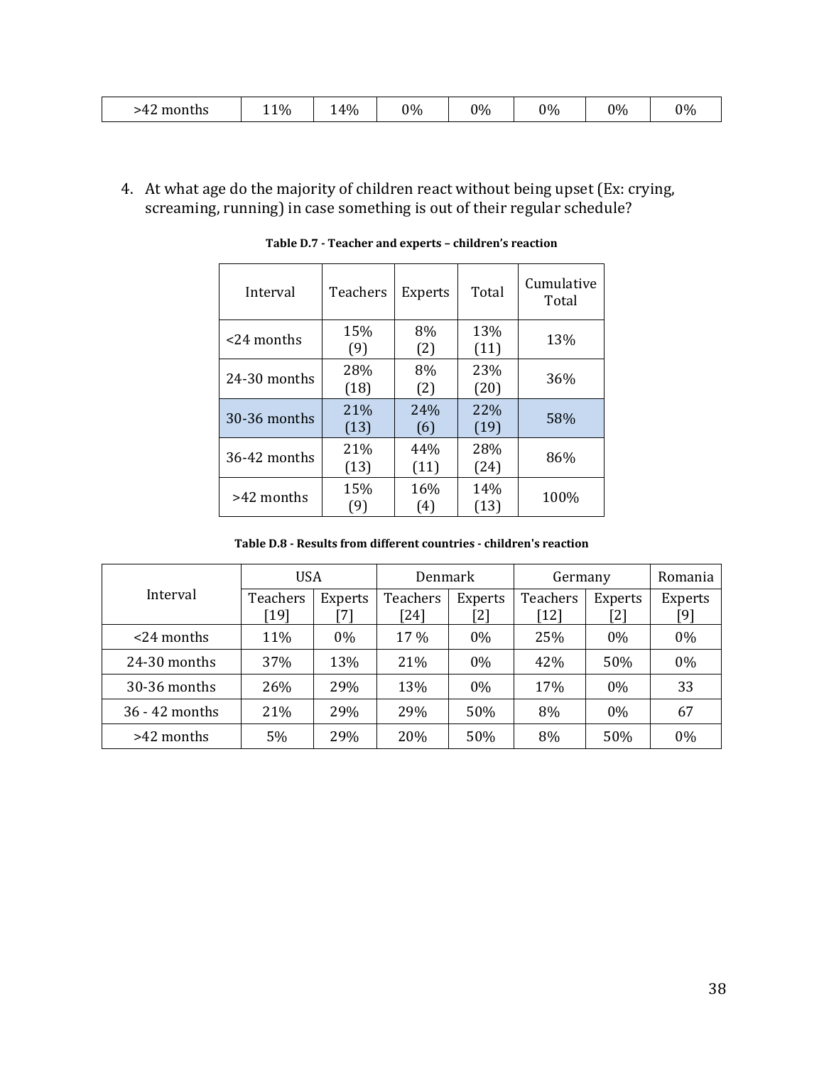| >42 months | 11% | 14% | 0% | 0% | 0% | 0% | 0% |
|---|---|---|---|---|---|---|---|

4. At what age do the majority of children react without being upset (Ex: crying, screaming, running) in case something is out of their regular schedule?

**Table D.7 - Teacher and experts – children's reaction**

| Interval | Teachers | Experts | Total | Cumulative Total |
|---|---|---|---|---|
| <24 months | 15% (9) | 8% (2) | 13% (11) | 13% |
| 24-30 months | 28% (18) | 8% (2) | 23% (20) | 36% |
| 30-36 months | 21% (13) | 24% (6) | 22% (19) | 58% |
| 36-42 months | 21% (13) | 44% (11) | 28% (24) | 86% |
| >42 months | 15% (9) | 16% (4) | 14% (13) | 100% |

**Table D.8 - Results from different countries - children's reaction**

| Interval | USA | | Denmark | | Germany | | Romania |
|---|---|---|---|---|---|---|---|
| | Teachers [19] | Experts [7] | Teachers [24] | Experts [2] | Teachers [12] | Experts [2] | Experts [9] |
| <24 months | 11% | 0% | 17 % | 0% | 25% | 0% | 0% |
| 24-30 months | 37% | 13% | 21% | 0% | 42% | 50% | 0% |
| 30-36 months | 26% | 29% | 13% | 0% | 17% | 0% | 33 |
| 36 - 42 months | 21% | 29% | 29% | 50% | 8% | 0% | 67 |
| >42 months | 5% | 29% | 20% | 50% | 8% | 50% | 0% |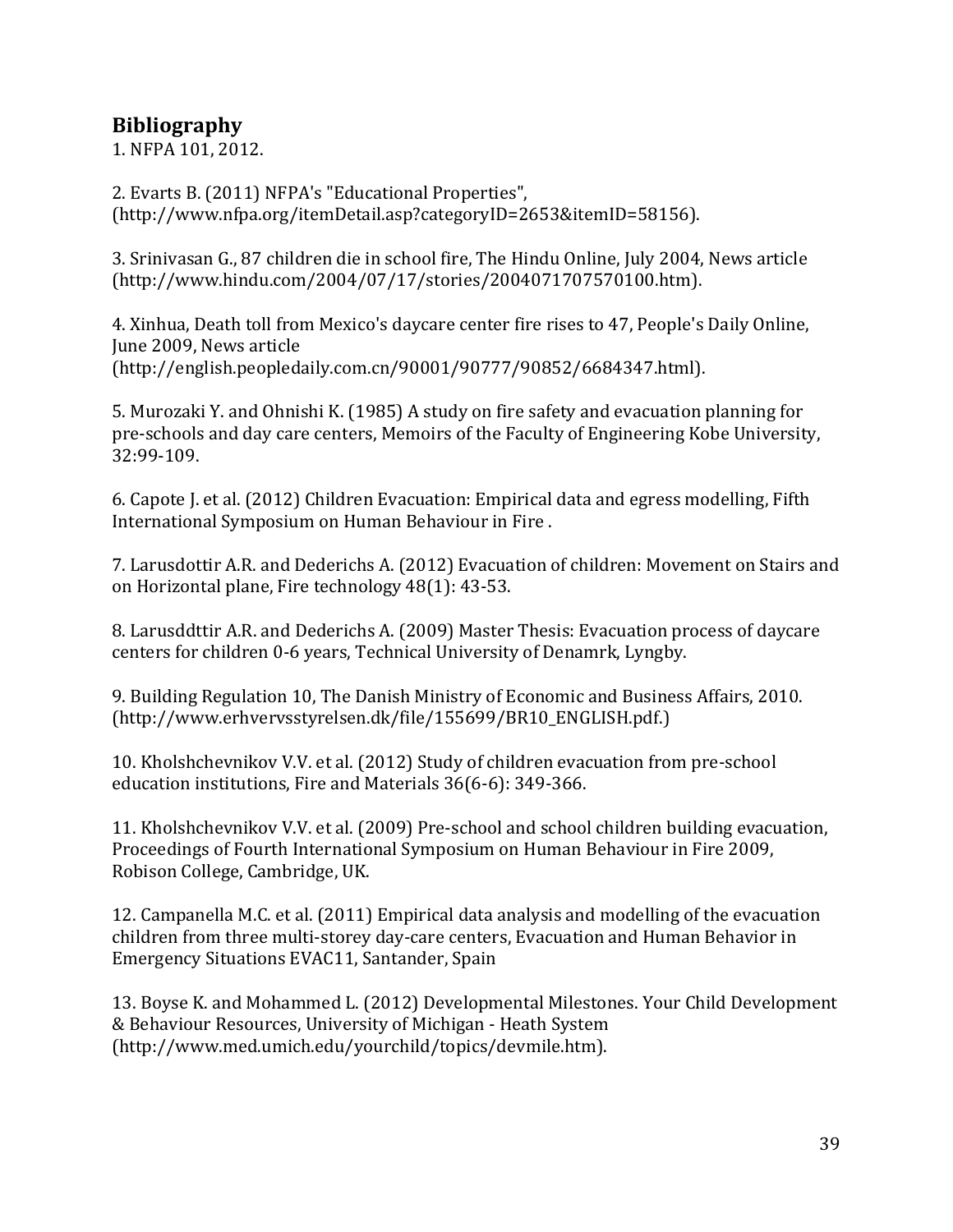## Bibliography

1. NFPA 101, 2012.

2. Evarts B. (2011) NFPA's "Educational Properties", (http://www.nfpa.org/itemDetail.asp?categoryID=2653&itemID=58156).

3. Srinivasan G., 87 children die in school fire, The Hindu Online, July 2004, News article (http://www.hindu.com/2004/07/17/stories/2004071707570100.htm).

4. Xinhua, Death toll from Mexico's daycare center fire rises to 47, People's Daily Online, June 2009, News article (http://english.peopledaily.com.cn/90001/90777/90852/6684347.html).

5. Murozaki Y. and Ohnishi K. (1985) A study on fire safety and evacuation planning for pre-schools and day care centers, Memoirs of the Faculty of Engineering Kobe University, 32:99-109.

6. Capote J. et al. (2012) Children Evacuation: Empirical data and egress modelling, Fifth International Symposium on Human Behaviour in Fire .

7. Larusdottir A.R. and Dederichs A. (2012) Evacuation of children: Movement on Stairs and on Horizontal plane, Fire technology 48(1): 43-53.

8. Larusddttir A.R. and Dederichs A. (2009) Master Thesis: Evacuation process of daycare centers for children 0-6 years, Technical University of Denamrk, Lyngby.

9. Building Regulation 10, The Danish Ministry of Economic and Business Affairs, 2010. (http://www.erhvervsstyrelsen.dk/file/155699/BR10_ENGLISH.pdf.)

10. Kholshchevnikov V.V. et al. (2012) Study of children evacuation from pre-school education institutions, Fire and Materials 36(6-6): 349-366.

11. Kholshchevnikov V.V. et al. (2009) Pre-school and school children building evacuation, Proceedings of Fourth International Symposium on Human Behaviour in Fire 2009, Robison College, Cambridge, UK.

12. Campanella M.C. et al. (2011) Empirical data analysis and modelling of the evacuation children from three multi-storey day-care centers, Evacuation and Human Behavior in Emergency Situations EVAC11, Santander, Spain

13. Boyse K. and Mohammed L. (2012) Developmental Milestones. Your Child Development & Behaviour Resources, University of Michigan - Heath System (http://www.med.umich.edu/yourchild/topics/devmile.htm).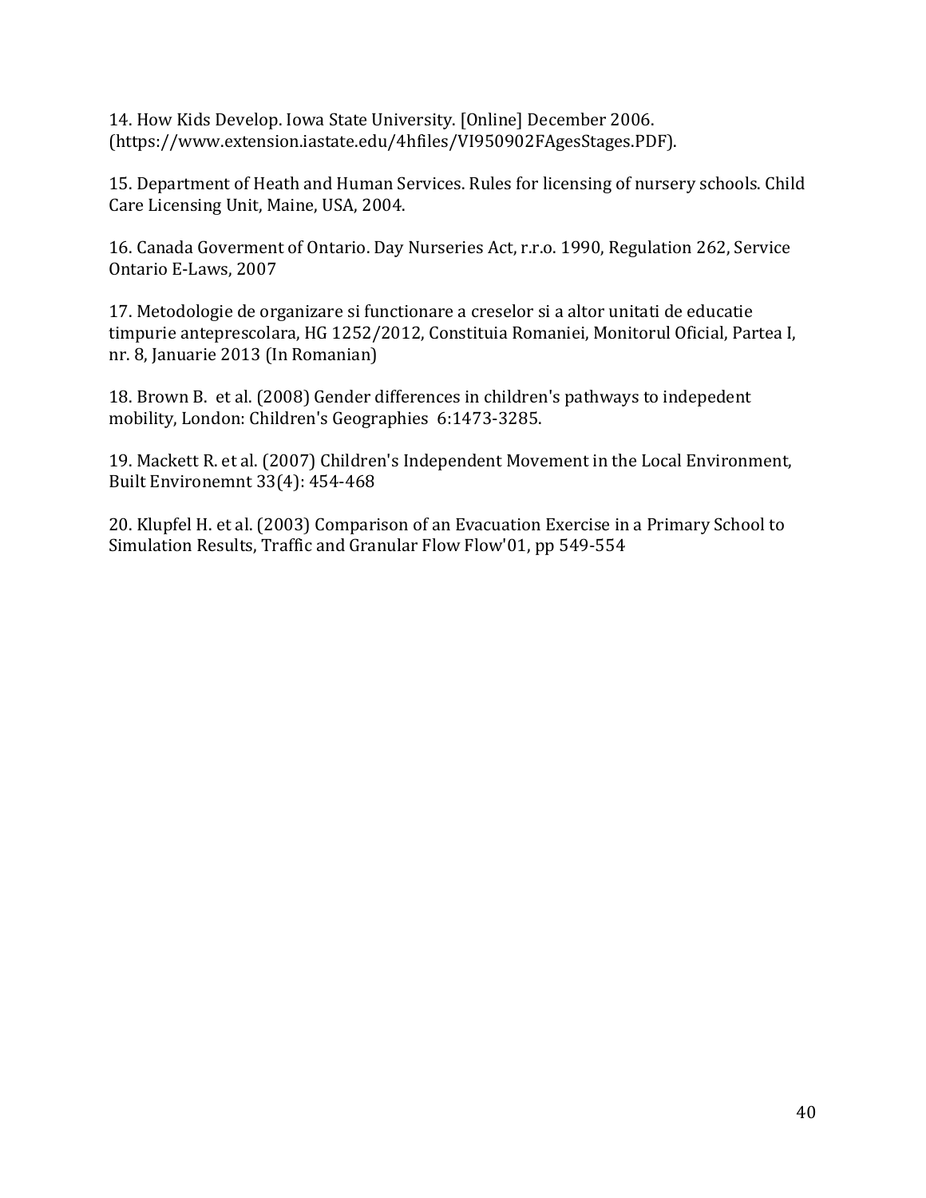14. How Kids Develop. Iowa State University. [Online] December 2006. (https://www.extension.iastate.edu/4hfiles/VI950902FAgesStages.PDF).

15. Department of Heath and Human Services. Rules for licensing of nursery schools. Child Care Licensing Unit, Maine, USA, 2004.

16. Canada Goverment of Ontario. Day Nurseries Act, r.r.o. 1990, Regulation 262, Service Ontario E-Laws, 2007

17. Metodologie de organizare si functionare a creselor si a altor unitati de educatie timpurie anteprescolara, HG 1252/2012, Constituia Romaniei, Monitorul Oficial, Partea I, nr. 8, Januarie 2013 (In Romanian)

18. Brown B. et al. (2008) Gender differences in children's pathways to indepedent mobility, London: Children's Geographies 6:1473-3285.

19. Mackett R. et al. (2007) Children's Independent Movement in the Local Environment, Built Environemnt 33(4): 454-468

20. Klupfel H. et al. (2003) Comparison of an Evacuation Exercise in a Primary School to Simulation Results, Traffic and Granular Flow Flow'01, pp 549-554